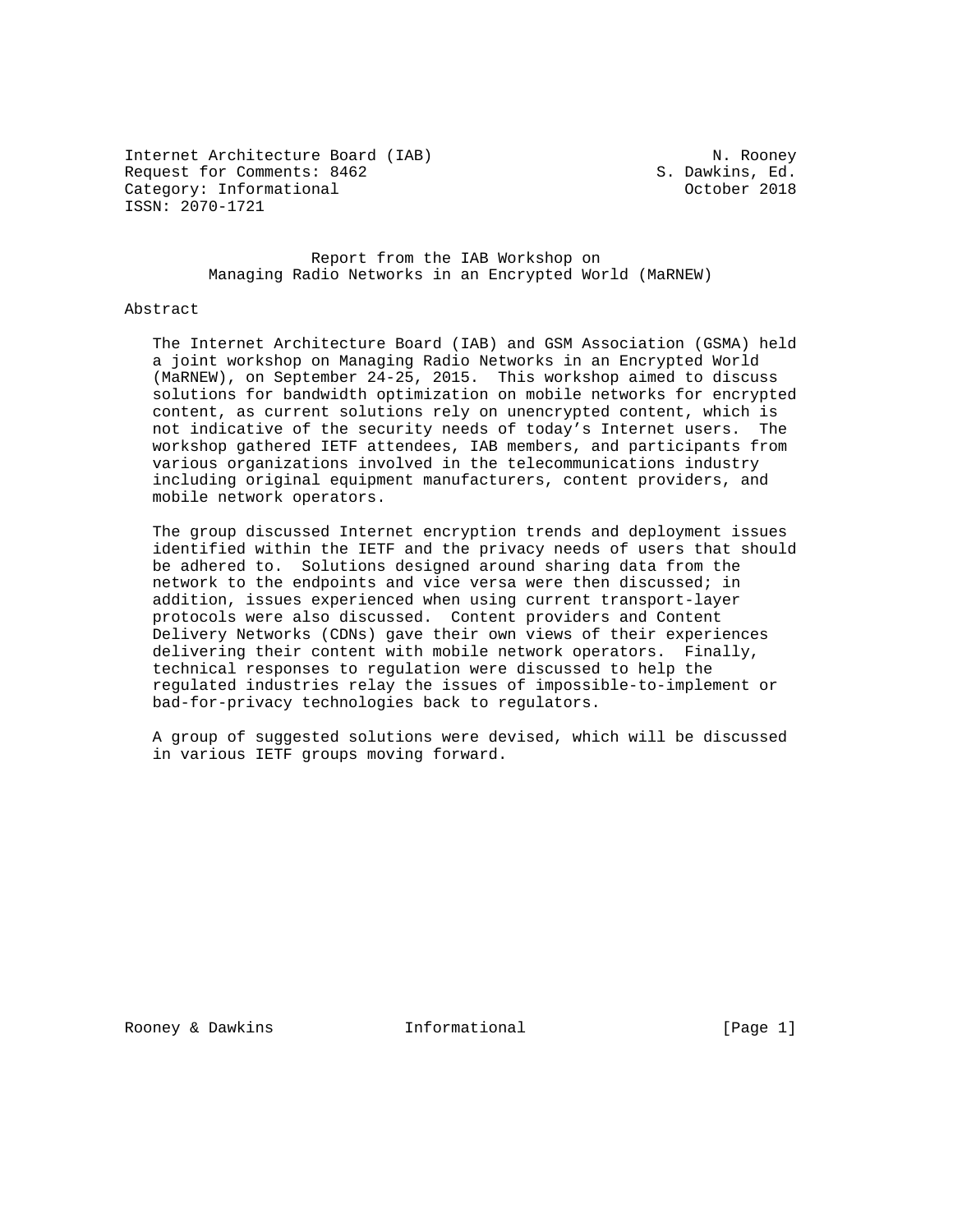Internet Architecture Board (IAB)                                N. Rooney
Request for Comments: 8462                                 S. Dawkins, Ed.
Category: Informational                                       October 2018
ISSN: 2070-1721

# Report from the IAB Workshop on Managing Radio Networks in an Encrypted World (MaRNEW)

## Abstract

The Internet Architecture Board (IAB) and GSM Association (GSMA) held a joint workshop on Managing Radio Networks in an Encrypted World (MaRNEW), on September 24-25, 2015. This workshop aimed to discuss solutions for bandwidth optimization on mobile networks for encrypted content, as current solutions rely on unencrypted content, which is not indicative of the security needs of today's Internet users. The workshop gathered IETF attendees, IAB members, and participants from various organizations involved in the telecommunications industry including original equipment manufacturers, content providers, and mobile network operators.

The group discussed Internet encryption trends and deployment issues identified within the IETF and the privacy needs of users that should be adhered to. Solutions designed around sharing data from the network to the endpoints and vice versa were then discussed; in addition, issues experienced when using current transport-layer protocols were also discussed. Content providers and Content Delivery Networks (CDNs) gave their own views of their experiences delivering their content with mobile network operators. Finally, technical responses to regulation were discussed to help the regulated industries relay the issues of impossible-to-implement or bad-for-privacy technologies back to regulators.

A group of suggested solutions were devised, which will be discussed in various IETF groups moving forward.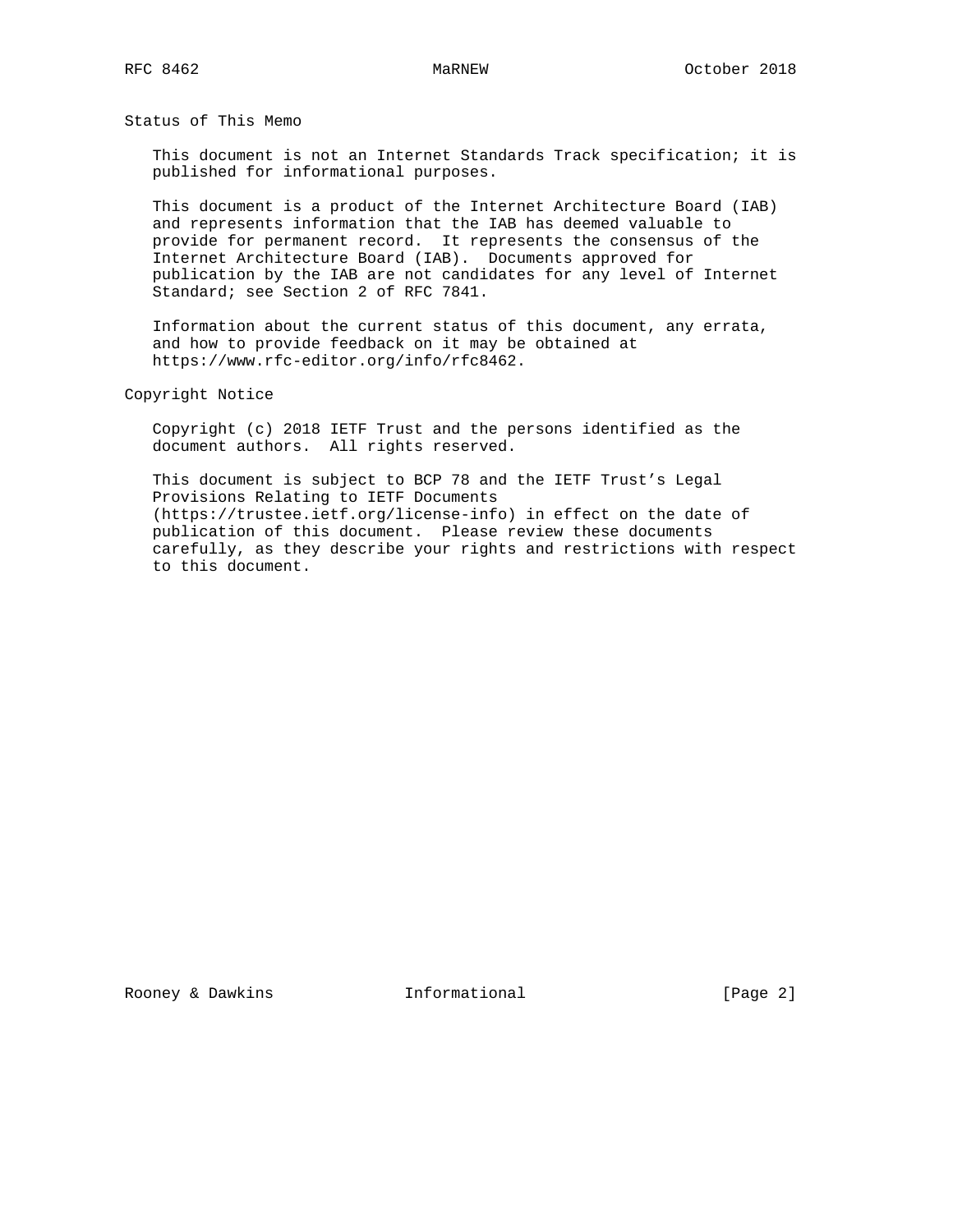## Status of This Memo

This document is not an Internet Standards Track specification; it is published for informational purposes.

This document is a product of the Internet Architecture Board (IAB) and represents information that the IAB has deemed valuable to provide for permanent record. It represents the consensus of the Internet Architecture Board (IAB). Documents approved for publication by the IAB are not candidates for any level of Internet Standard; see Section 2 of RFC 7841.

Information about the current status of this document, any errata, and how to provide feedback on it may be obtained at https://www.rfc-editor.org/info/rfc8462.

## Copyright Notice

Copyright (c) 2018 IETF Trust and the persons identified as the document authors. All rights reserved.

This document is subject to BCP 78 and the IETF Trust's Legal Provisions Relating to IETF Documents (https://trustee.ietf.org/license-info) in effect on the date of publication of this document. Please review these documents carefully, as they describe your rights and restrictions with respect to this document.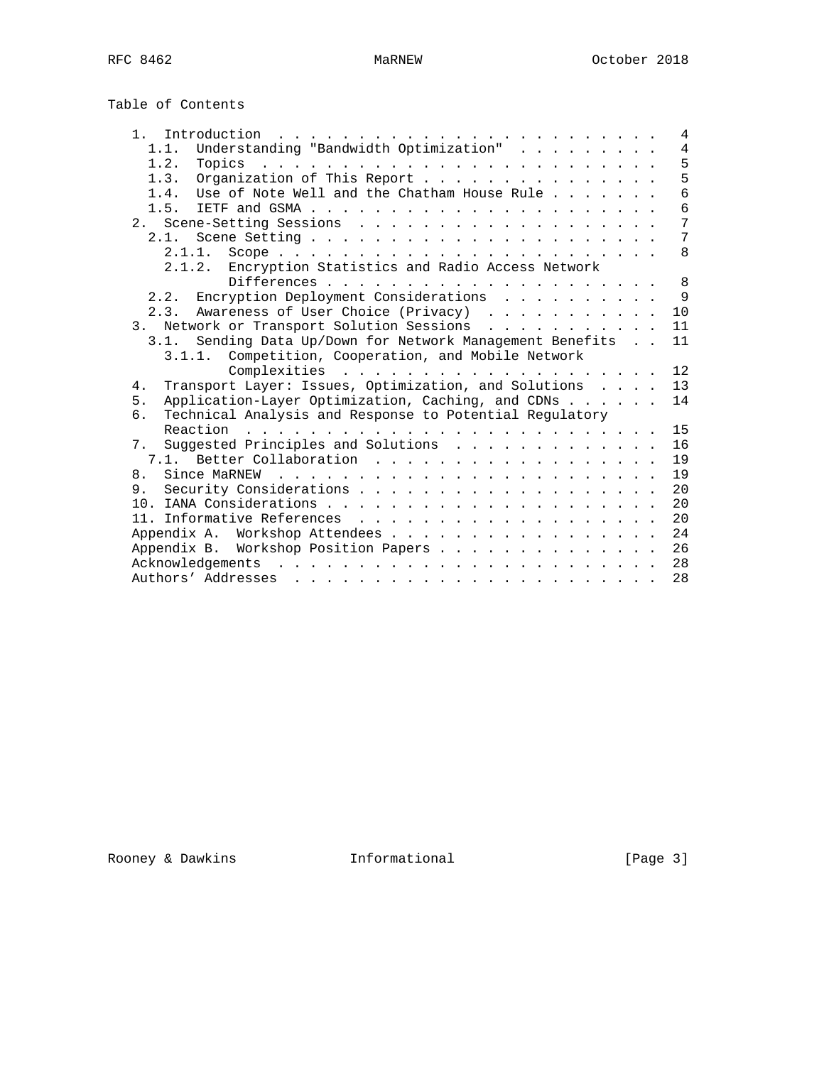Table of Contents

```
   1.  Introduction  . . . . . . . . . . . . . . . . . . . . . . . .   4
     1.1.  Understanding "Bandwidth Optimization"  . . . . . . . . .   4
     1.2.  Topics  . . . . . . . . . . . . . . . . . . . . . . . . .   5
     1.3.  Organization of This Report . . . . . . . . . . . . . . .   5
     1.4.  Use of Note Well and the Chatham House Rule . . . . . . .   6
     1.5.  IETF and GSMA . . . . . . . . . . . . . . . . . . . . . .   6
   2.  Scene-Setting Sessions  . . . . . . . . . . . . . . . . . . .   7
     2.1.  Scene Setting . . . . . . . . . . . . . . . . . . . . . .   7
       2.1.1.  Scope . . . . . . . . . . . . . . . . . . . . . . . .   8
       2.1.2.  Encryption Statistics and Radio Access Network
               Differences . . . . . . . . . . . . . . . . . . . . .   8
     2.2.  Encryption Deployment Considerations  . . . . . . . . . .   9
     2.3.  Awareness of User Choice (Privacy)  . . . . . . . . . . .  10
   3.  Network or Transport Solution Sessions  . . . . . . . . . . .  11
     3.1.  Sending Data Up/Down for Network Management Benefits  . .  11
       3.1.1.  Competition, Cooperation, and Mobile Network
               Complexities  . . . . . . . . . . . . . . . . . . . .  12
   4.  Transport Layer: Issues, Optimization, and Solutions  . . . .  13
   5.  Application-Layer Optimization, Caching, and CDNs . . . . . .  14
   6.  Technical Analysis and Response to Potential Regulatory
       Reaction  . . . . . . . . . . . . . . . . . . . . . . . . . .  15
   7.  Suggested Principles and Solutions  . . . . . . . . . . . . .  16
     7.1.  Better Collaboration  . . . . . . . . . . . . . . . . . .  19
   8.  Since MaRNEW  . . . . . . . . . . . . . . . . . . . . . . . .  19
   9.  Security Considerations . . . . . . . . . . . . . . . . . . .  20
   10. IANA Considerations . . . . . . . . . . . . . . . . . . . . .  20
   11. Informative References  . . . . . . . . . . . . . . . . . . .  20
   Appendix A.  Workshop Attendees . . . . . . . . . . . . . . . . .  24
   Appendix B.  Workshop Position Papers . . . . . . . . . . . . . .  26
   Acknowledgements  . . . . . . . . . . . . . . . . . . . . . . . .  28
   Authors' Addresses  . . . . . . . . . . . . . . . . . . . . . . .  28
```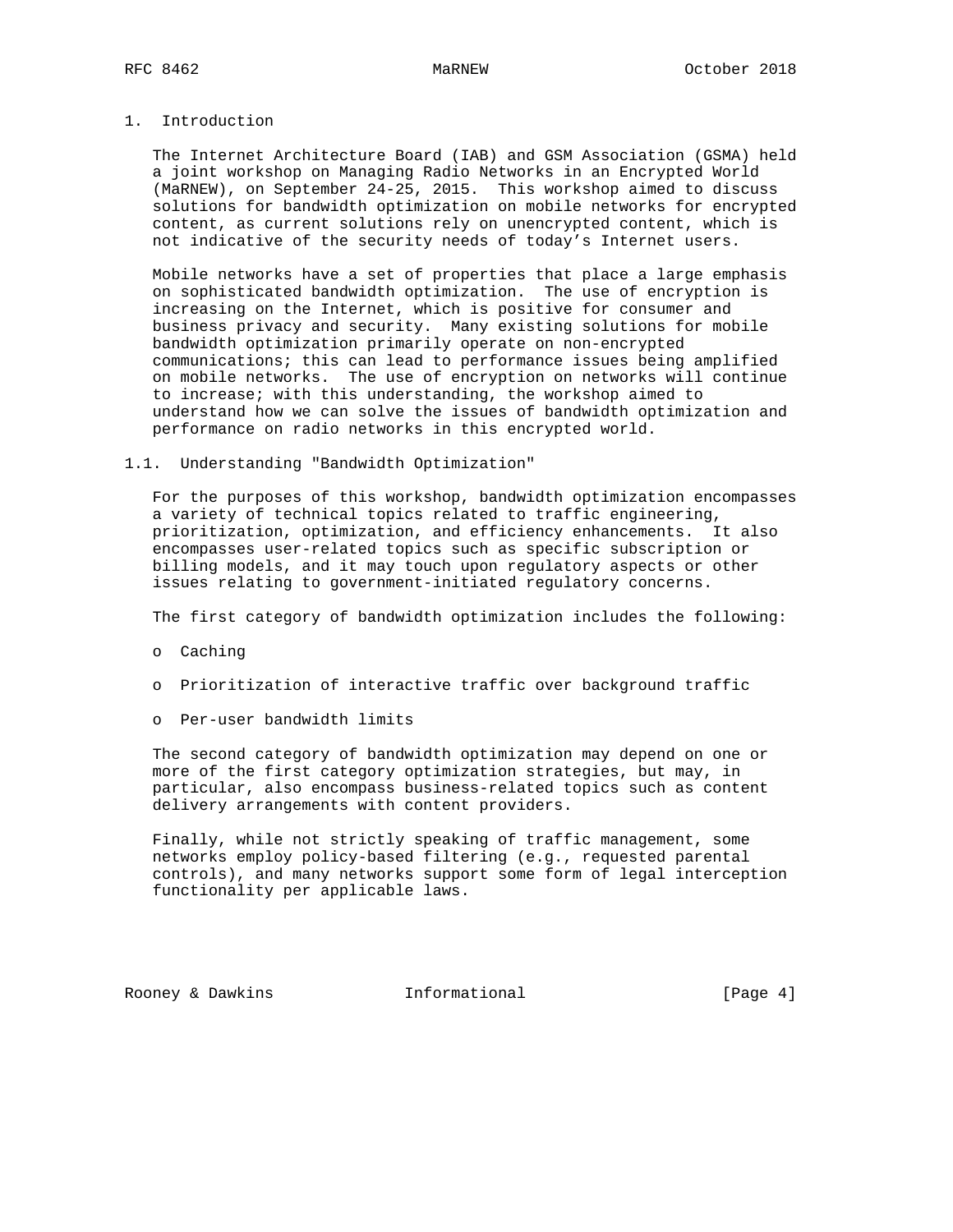# 1. Introduction

The Internet Architecture Board (IAB) and GSM Association (GSMA) held a joint workshop on Managing Radio Networks in an Encrypted World (MaRNEW), on September 24-25, 2015. This workshop aimed to discuss solutions for bandwidth optimization on mobile networks for encrypted content, as current solutions rely on unencrypted content, which is not indicative of the security needs of today's Internet users.

Mobile networks have a set of properties that place a large emphasis on sophisticated bandwidth optimization. The use of encryption is increasing on the Internet, which is positive for consumer and business privacy and security. Many existing solutions for mobile bandwidth optimization primarily operate on non-encrypted communications; this can lead to performance issues being amplified on mobile networks. The use of encryption on networks will continue to increase; with this understanding, the workshop aimed to understand how we can solve the issues of bandwidth optimization and performance on radio networks in this encrypted world.

## 1.1. Understanding "Bandwidth Optimization"

For the purposes of this workshop, bandwidth optimization encompasses a variety of technical topics related to traffic engineering, prioritization, optimization, and efficiency enhancements. It also encompasses user-related topics such as specific subscription or billing models, and it may touch upon regulatory aspects or other issues relating to government-initiated regulatory concerns.

The first category of bandwidth optimization includes the following:

- Caching
- Prioritization of interactive traffic over background traffic
- Per-user bandwidth limits

The second category of bandwidth optimization may depend on one or more of the first category optimization strategies, but may, in particular, also encompass business-related topics such as content delivery arrangements with content providers.

Finally, while not strictly speaking of traffic management, some networks employ policy-based filtering (e.g., requested parental controls), and many networks support some form of legal interception functionality per applicable laws.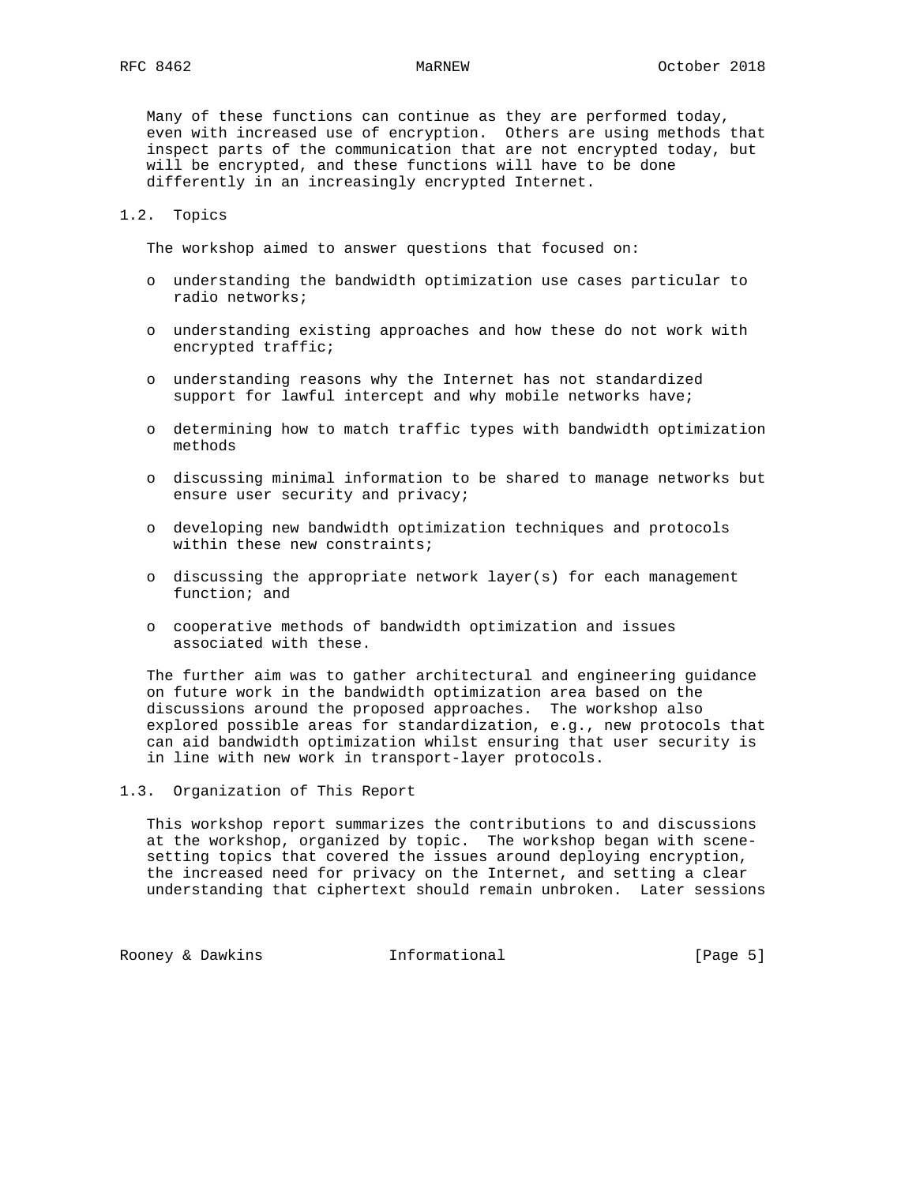Many of these functions can continue as they are performed today, even with increased use of encryption. Others are using methods that inspect parts of the communication that are not encrypted today, but will be encrypted, and these functions will have to be done differently in an increasingly encrypted Internet.

### 1.2. Topics

The workshop aimed to answer questions that focused on:

- understanding the bandwidth optimization use cases particular to radio networks;
- understanding existing approaches and how these do not work with encrypted traffic;
- understanding reasons why the Internet has not standardized support for lawful intercept and why mobile networks have;
- determining how to match traffic types with bandwidth optimization methods
- discussing minimal information to be shared to manage networks but ensure user security and privacy;
- developing new bandwidth optimization techniques and protocols within these new constraints;
- discussing the appropriate network layer(s) for each management function; and
- cooperative methods of bandwidth optimization and issues associated with these.

The further aim was to gather architectural and engineering guidance on future work in the bandwidth optimization area based on the discussions around the proposed approaches. The workshop also explored possible areas for standardization, e.g., new protocols that can aid bandwidth optimization whilst ensuring that user security is in line with new work in transport-layer protocols.

### 1.3. Organization of This Report

This workshop report summarizes the contributions to and discussions at the workshop, organized by topic. The workshop began with scene-setting topics that covered the issues around deploying encryption, the increased need for privacy on the Internet, and setting a clear understanding that ciphertext should remain unbroken. Later sessions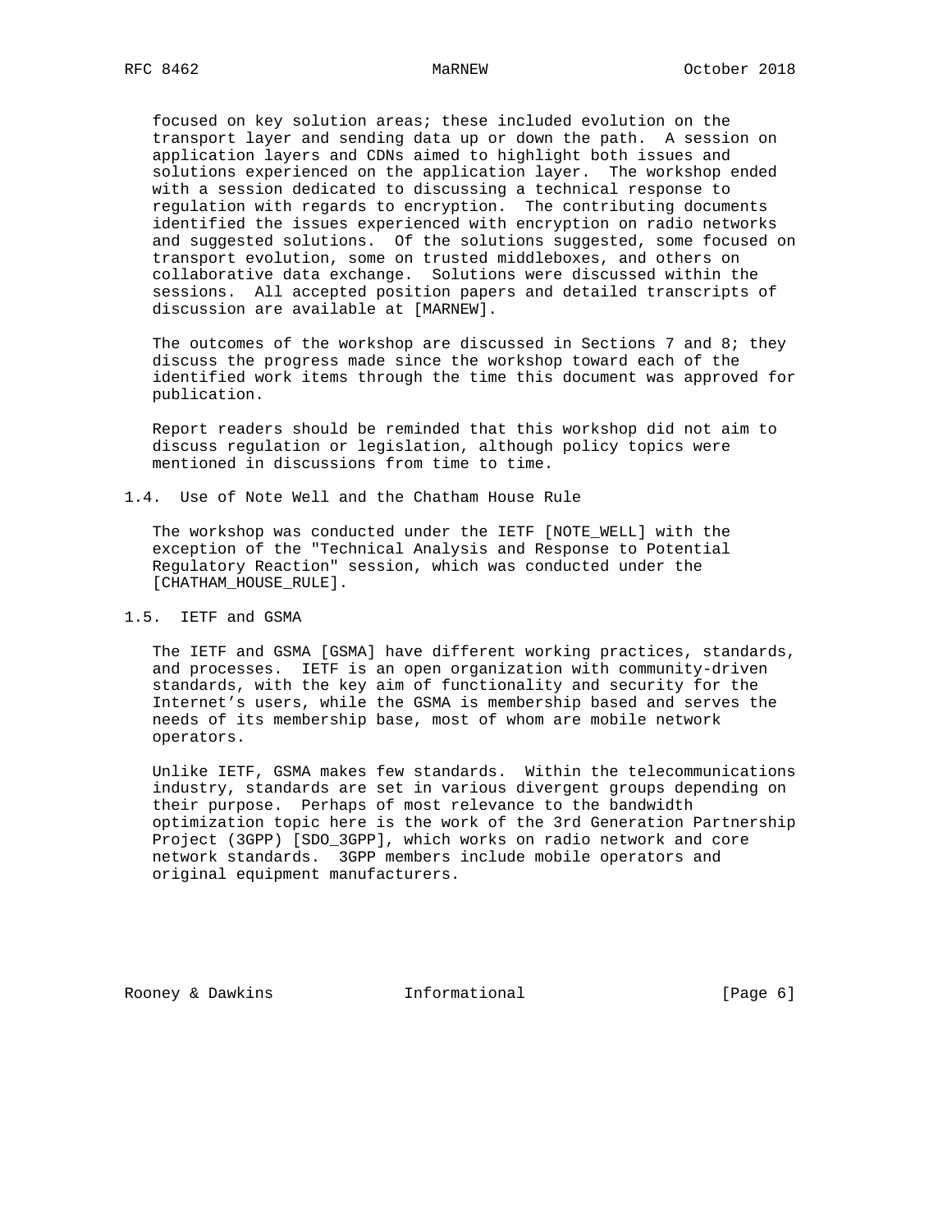focused on key solution areas; these included evolution on the transport layer and sending data up or down the path. A session on application layers and CDNs aimed to highlight both issues and solutions experienced on the application layer. The workshop ended with a session dedicated to discussing a technical response to regulation with regards to encryption. The contributing documents identified the issues experienced with encryption on radio networks and suggested solutions. Of the solutions suggested, some focused on transport evolution, some on trusted middleboxes, and others on collaborative data exchange. Solutions were discussed within the sessions. All accepted position papers and detailed transcripts of discussion are available at [MARNEW].

The outcomes of the workshop are discussed in Sections 7 and 8; they discuss the progress made since the workshop toward each of the identified work items through the time this document was approved for publication.

Report readers should be reminded that this workshop did not aim to discuss regulation or legislation, although policy topics were mentioned in discussions from time to time.

## 1.4. Use of Note Well and the Chatham House Rule

The workshop was conducted under the IETF [NOTE_WELL] with the exception of the "Technical Analysis and Response to Potential Regulatory Reaction" session, which was conducted under the [CHATHAM_HOUSE_RULE].

## 1.5. IETF and GSMA

The IETF and GSMA [GSMA] have different working practices, standards, and processes. IETF is an open organization with community-driven standards, with the key aim of functionality and security for the Internet's users, while the GSMA is membership based and serves the needs of its membership base, most of whom are mobile network operators.

Unlike IETF, GSMA makes few standards. Within the telecommunications industry, standards are set in various divergent groups depending on their purpose. Perhaps of most relevance to the bandwidth optimization topic here is the work of the 3rd Generation Partnership Project (3GPP) [SDO_3GPP], which works on radio network and core network standards. 3GPP members include mobile operators and original equipment manufacturers.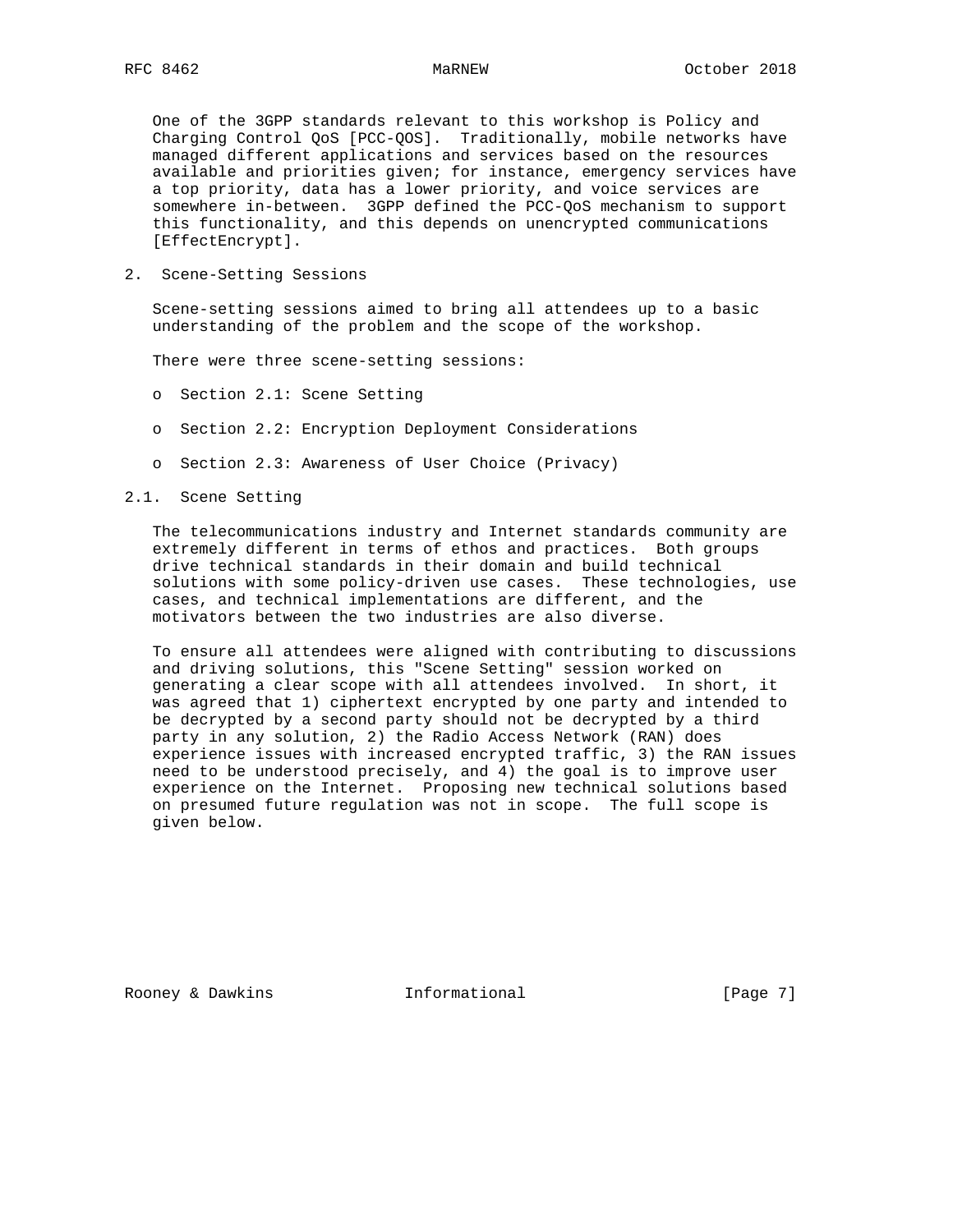One of the 3GPP standards relevant to this workshop is Policy and Charging Control QoS [PCC-QOS]. Traditionally, mobile networks have managed different applications and services based on the resources available and priorities given; for instance, emergency services have a top priority, data has a lower priority, and voice services are somewhere in-between. 3GPP defined the PCC-QoS mechanism to support this functionality, and this depends on unencrypted communications [EffectEncrypt].

## 2. Scene-Setting Sessions

Scene-setting sessions aimed to bring all attendees up to a basic understanding of the problem and the scope of the workshop.

There were three scene-setting sessions:

- Section 2.1: Scene Setting
- Section 2.2: Encryption Deployment Considerations
- Section 2.3: Awareness of User Choice (Privacy)

### 2.1. Scene Setting

The telecommunications industry and Internet standards community are extremely different in terms of ethos and practices. Both groups drive technical standards in their domain and build technical solutions with some policy-driven use cases. These technologies, use cases, and technical implementations are different, and the motivators between the two industries are also diverse.

To ensure all attendees were aligned with contributing to discussions and driving solutions, this "Scene Setting" session worked on generating a clear scope with all attendees involved. In short, it was agreed that 1) ciphertext encrypted by one party and intended to be decrypted by a second party should not be decrypted by a third party in any solution, 2) the Radio Access Network (RAN) does experience issues with increased encrypted traffic, 3) the RAN issues need to be understood precisely, and 4) the goal is to improve user experience on the Internet. Proposing new technical solutions based on presumed future regulation was not in scope. The full scope is given below.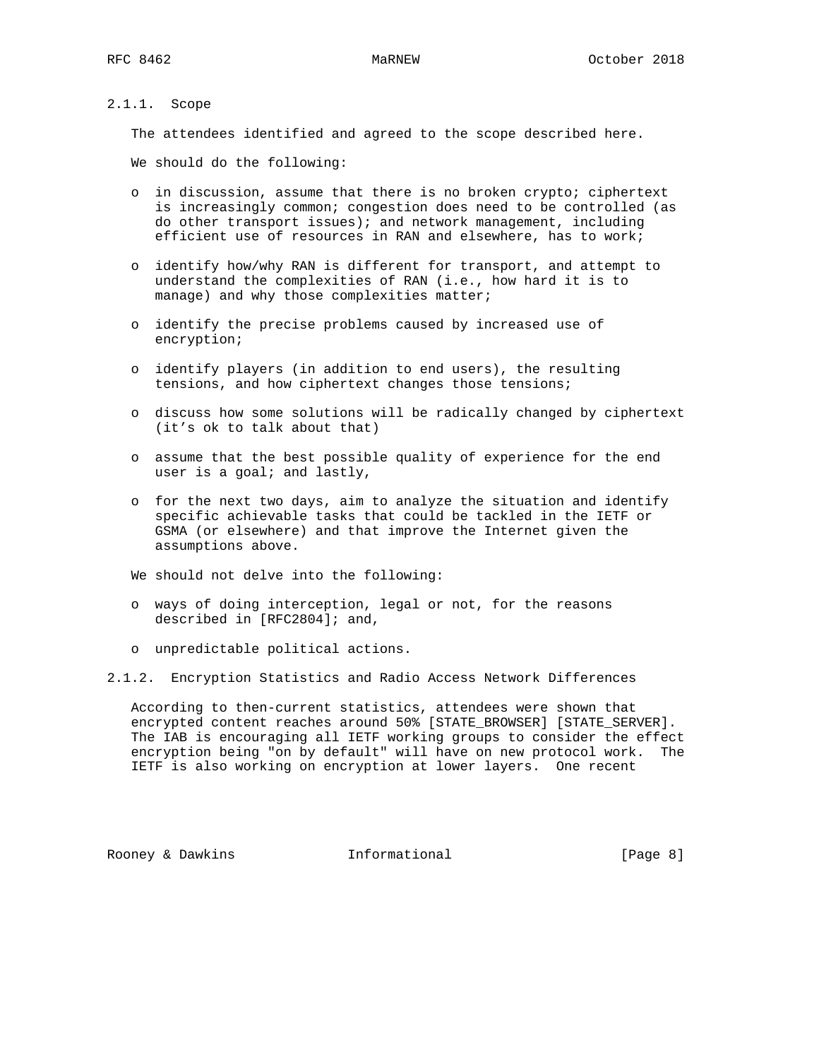### 2.1.1. Scope

The attendees identified and agreed to the scope described here.

We should do the following:

- in discussion, assume that there is no broken crypto; ciphertext is increasingly common; congestion does need to be controlled (as do other transport issues); and network management, including efficient use of resources in RAN and elsewhere, has to work;

- identify how/why RAN is different for transport, and attempt to understand the complexities of RAN (i.e., how hard it is to manage) and why those complexities matter;

- identify the precise problems caused by increased use of encryption;

- identify players (in addition to end users), the resulting tensions, and how ciphertext changes those tensions;

- discuss how some solutions will be radically changed by ciphertext (it's ok to talk about that)

- assume that the best possible quality of experience for the end user is a goal; and lastly,

- for the next two days, aim to analyze the situation and identify specific achievable tasks that could be tackled in the IETF or GSMA (or elsewhere) and that improve the Internet given the assumptions above.

We should not delve into the following:

- ways of doing interception, legal or not, for the reasons described in [RFC2804]; and,

- unpredictable political actions.

### 2.1.2. Encryption Statistics and Radio Access Network Differences

According to then-current statistics, attendees were shown that encrypted content reaches around 50% [STATE_BROWSER] [STATE_SERVER]. The IAB is encouraging all IETF working groups to consider the effect encryption being "on by default" will have on new protocol work. The IETF is also working on encryption at lower layers. One recent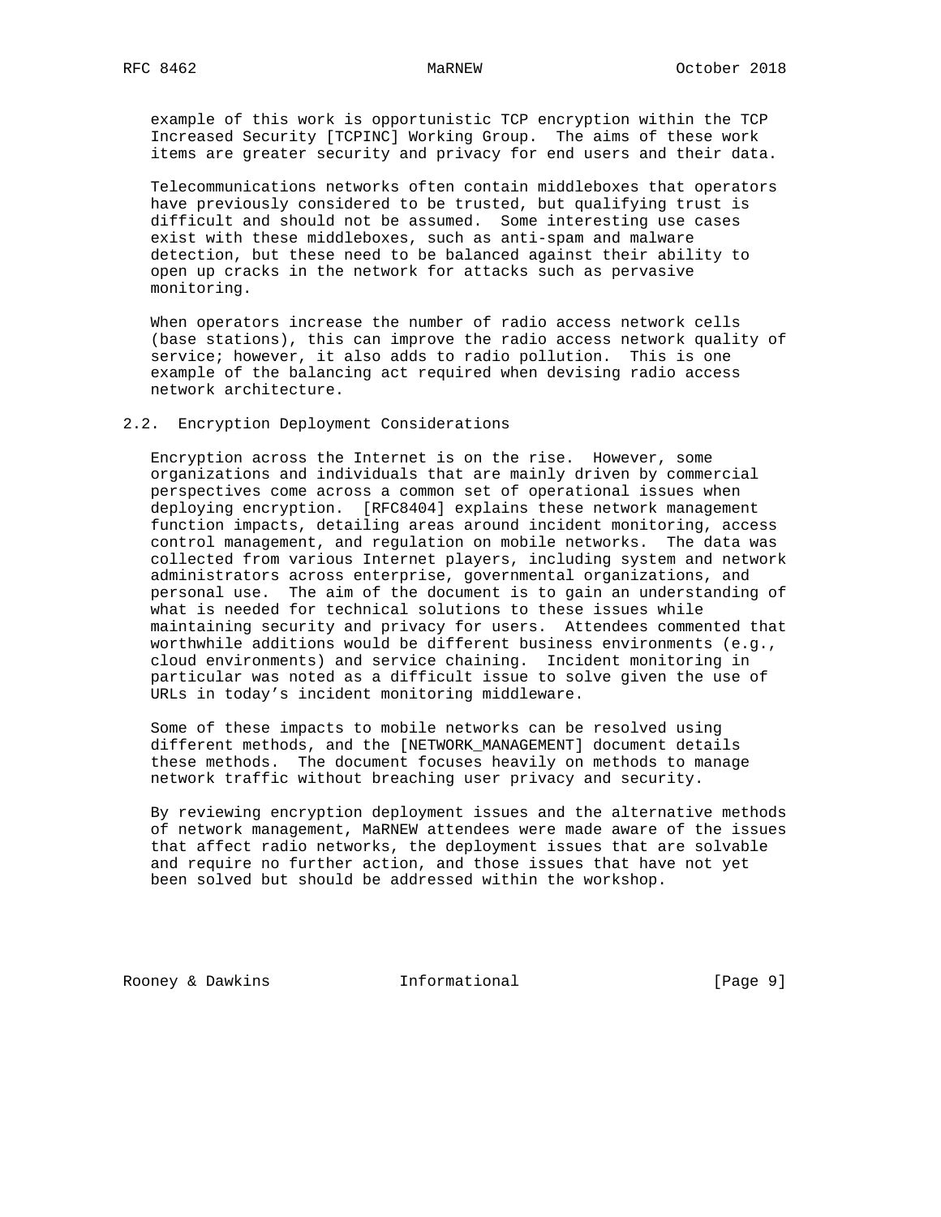example of this work is opportunistic TCP encryption within the TCP Increased Security [TCPINC] Working Group. The aims of these work items are greater security and privacy for end users and their data.

Telecommunications networks often contain middleboxes that operators have previously considered to be trusted, but qualifying trust is difficult and should not be assumed. Some interesting use cases exist with these middleboxes, such as anti-spam and malware detection, but these need to be balanced against their ability to open up cracks in the network for attacks such as pervasive monitoring.

When operators increase the number of radio access network cells (base stations), this can improve the radio access network quality of service; however, it also adds to radio pollution. This is one example of the balancing act required when devising radio access network architecture.

## 2.2. Encryption Deployment Considerations

Encryption across the Internet is on the rise. However, some organizations and individuals that are mainly driven by commercial perspectives come across a common set of operational issues when deploying encryption. [RFC8404] explains these network management function impacts, detailing areas around incident monitoring, access control management, and regulation on mobile networks. The data was collected from various Internet players, including system and network administrators across enterprise, governmental organizations, and personal use. The aim of the document is to gain an understanding of what is needed for technical solutions to these issues while maintaining security and privacy for users. Attendees commented that worthwhile additions would be different business environments (e.g., cloud environments) and service chaining. Incident monitoring in particular was noted as a difficult issue to solve given the use of URLs in today's incident monitoring middleware.

Some of these impacts to mobile networks can be resolved using different methods, and the [NETWORK_MANAGEMENT] document details these methods. The document focuses heavily on methods to manage network traffic without breaching user privacy and security.

By reviewing encryption deployment issues and the alternative methods of network management, MaRNEW attendees were made aware of the issues that affect radio networks, the deployment issues that are solvable and require no further action, and those issues that have not yet been solved but should be addressed within the workshop.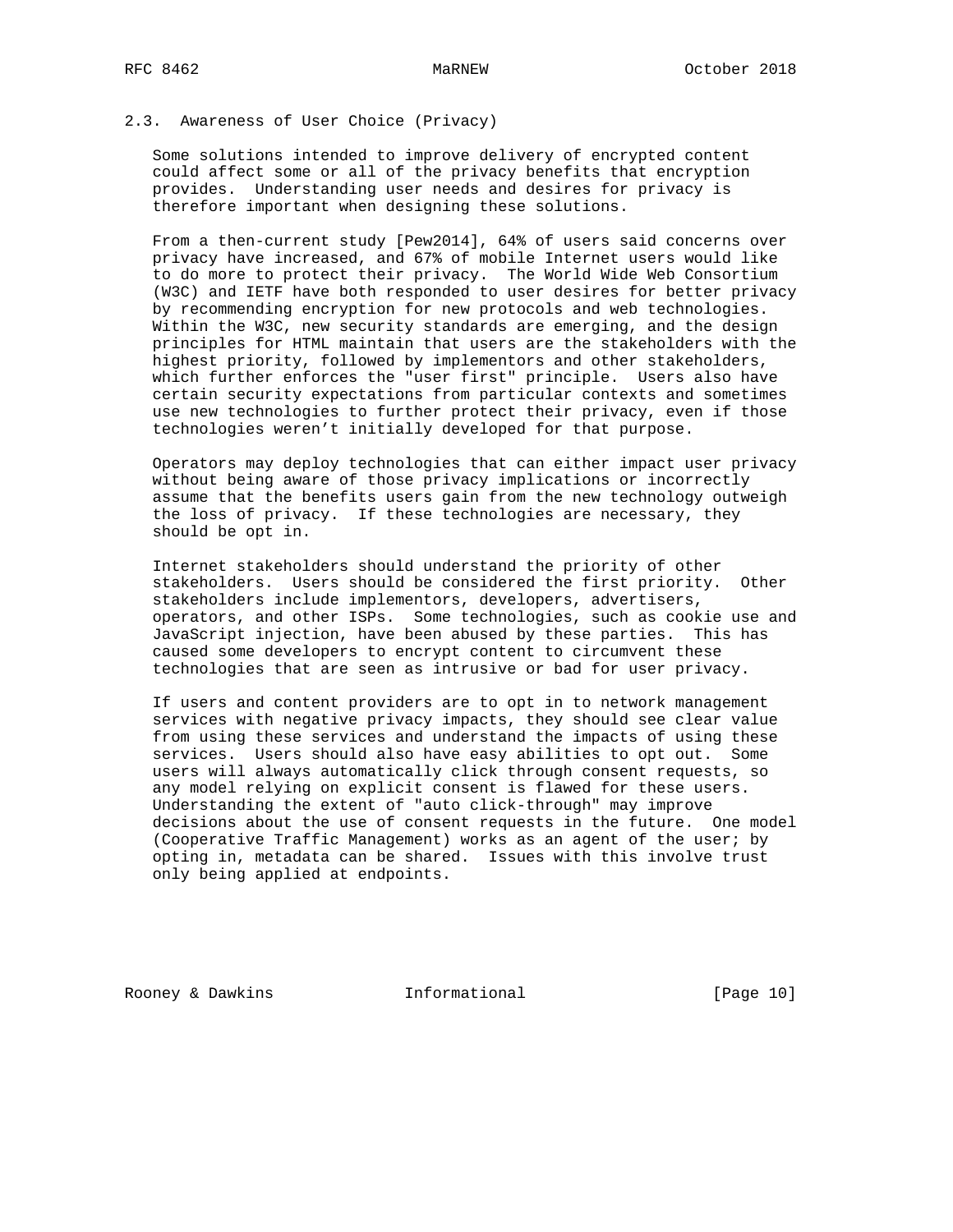### 2.3. Awareness of User Choice (Privacy)

Some solutions intended to improve delivery of encrypted content could affect some or all of the privacy benefits that encryption provides. Understanding user needs and desires for privacy is therefore important when designing these solutions.

From a then-current study [Pew2014], 64% of users said concerns over privacy have increased, and 67% of mobile Internet users would like to do more to protect their privacy. The World Wide Web Consortium (W3C) and IETF have both responded to user desires for better privacy by recommending encryption for new protocols and web technologies. Within the W3C, new security standards are emerging, and the design principles for HTML maintain that users are the stakeholders with the highest priority, followed by implementors and other stakeholders, which further enforces the "user first" principle. Users also have certain security expectations from particular contexts and sometimes use new technologies to further protect their privacy, even if those technologies weren't initially developed for that purpose.

Operators may deploy technologies that can either impact user privacy without being aware of those privacy implications or incorrectly assume that the benefits users gain from the new technology outweigh the loss of privacy. If these technologies are necessary, they should be opt in.

Internet stakeholders should understand the priority of other stakeholders. Users should be considered the first priority. Other stakeholders include implementors, developers, advertisers, operators, and other ISPs. Some technologies, such as cookie use and JavaScript injection, have been abused by these parties. This has caused some developers to encrypt content to circumvent these technologies that are seen as intrusive or bad for user privacy.

If users and content providers are to opt in to network management services with negative privacy impacts, they should see clear value from using these services and understand the impacts of using these services. Users should also have easy abilities to opt out. Some users will always automatically click through consent requests, so any model relying on explicit consent is flawed for these users. Understanding the extent of "auto click-through" may improve decisions about the use of consent requests in the future. One model (Cooperative Traffic Management) works as an agent of the user; by opting in, metadata can be shared. Issues with this involve trust only being applied at endpoints.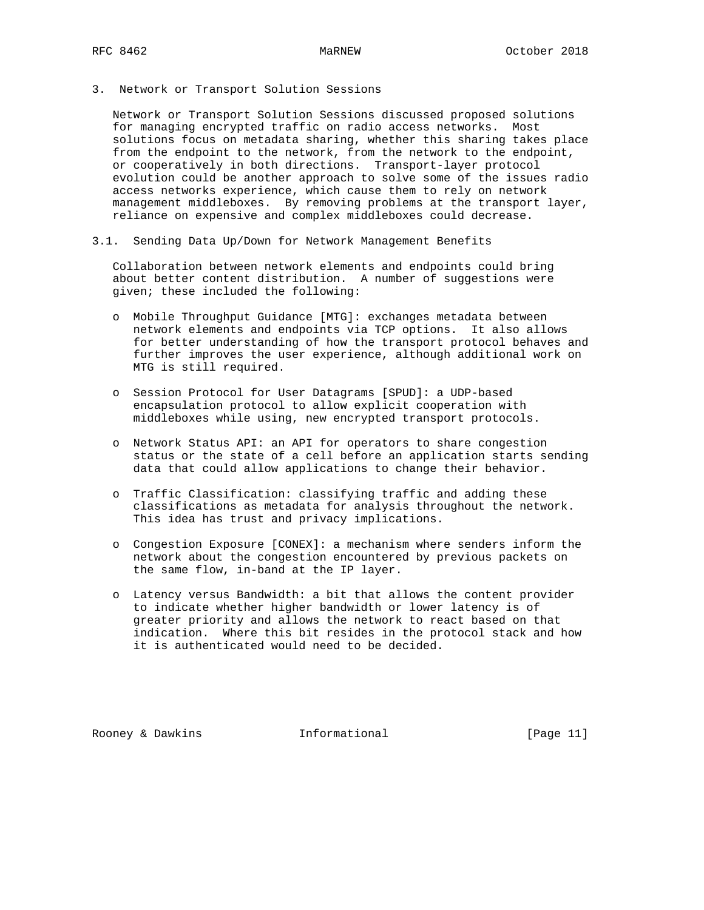## 3. Network or Transport Solution Sessions

Network or Transport Solution Sessions discussed proposed solutions for managing encrypted traffic on radio access networks. Most solutions focus on metadata sharing, whether this sharing takes place from the endpoint to the network, from the network to the endpoint, or cooperatively in both directions. Transport-layer protocol evolution could be another approach to solve some of the issues radio access networks experience, which cause them to rely on network management middleboxes. By removing problems at the transport layer, reliance on expensive and complex middleboxes could decrease.

### 3.1. Sending Data Up/Down for Network Management Benefits

Collaboration between network elements and endpoints could bring about better content distribution. A number of suggestions were given; these included the following:

- Mobile Throughput Guidance [MTG]: exchanges metadata between network elements and endpoints via TCP options. It also allows for better understanding of how the transport protocol behaves and further improves the user experience, although additional work on MTG is still required.

- Session Protocol for User Datagrams [SPUD]: a UDP-based encapsulation protocol to allow explicit cooperation with middleboxes while using, new encrypted transport protocols.

- Network Status API: an API for operators to share congestion status or the state of a cell before an application starts sending data that could allow applications to change their behavior.

- Traffic Classification: classifying traffic and adding these classifications as metadata for analysis throughout the network. This idea has trust and privacy implications.

- Congestion Exposure [CONEX]: a mechanism where senders inform the network about the congestion encountered by previous packets on the same flow, in-band at the IP layer.

- Latency versus Bandwidth: a bit that allows the content provider to indicate whether higher bandwidth or lower latency is of greater priority and allows the network to react based on that indication. Where this bit resides in the protocol stack and how it is authenticated would need to be decided.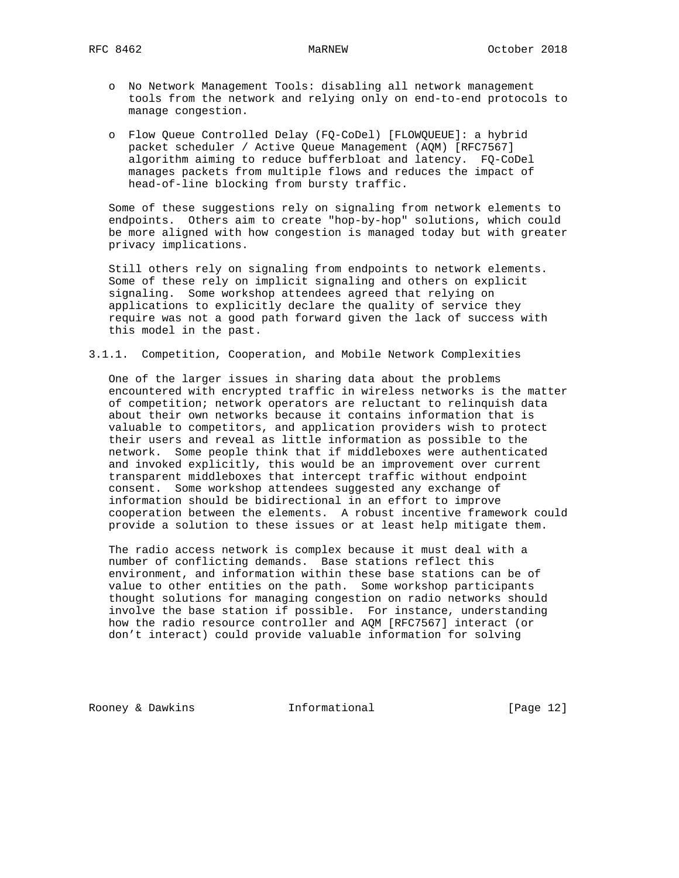- No Network Management Tools: disabling all network management tools from the network and relying only on end-to-end protocols to manage congestion.

- Flow Queue Controlled Delay (FQ-CoDel) [FLOWQUEUE]: a hybrid packet scheduler / Active Queue Management (AQM) [RFC7567] algorithm aiming to reduce bufferbloat and latency. FQ-CoDel manages packets from multiple flows and reduces the impact of head-of-line blocking from bursty traffic.

Some of these suggestions rely on signaling from network elements to endpoints. Others aim to create "hop-by-hop" solutions, which could be more aligned with how congestion is managed today but with greater privacy implications.

Still others rely on signaling from endpoints to network elements. Some of these rely on implicit signaling and others on explicit signaling. Some workshop attendees agreed that relying on applications to explicitly declare the quality of service they require was not a good path forward given the lack of success with this model in the past.

### 3.1.1. Competition, Cooperation, and Mobile Network Complexities

One of the larger issues in sharing data about the problems encountered with encrypted traffic in wireless networks is the matter of competition; network operators are reluctant to relinquish data about their own networks because it contains information that is valuable to competitors, and application providers wish to protect their users and reveal as little information as possible to the network. Some people think that if middleboxes were authenticated and invoked explicitly, this would be an improvement over current transparent middleboxes that intercept traffic without endpoint consent. Some workshop attendees suggested any exchange of information should be bidirectional in an effort to improve cooperation between the elements. A robust incentive framework could provide a solution to these issues or at least help mitigate them.

The radio access network is complex because it must deal with a number of conflicting demands. Base stations reflect this environment, and information within these base stations can be of value to other entities on the path. Some workshop participants thought solutions for managing congestion on radio networks should involve the base station if possible. For instance, understanding how the radio resource controller and AQM [RFC7567] interact (or don’t interact) could provide valuable information for solving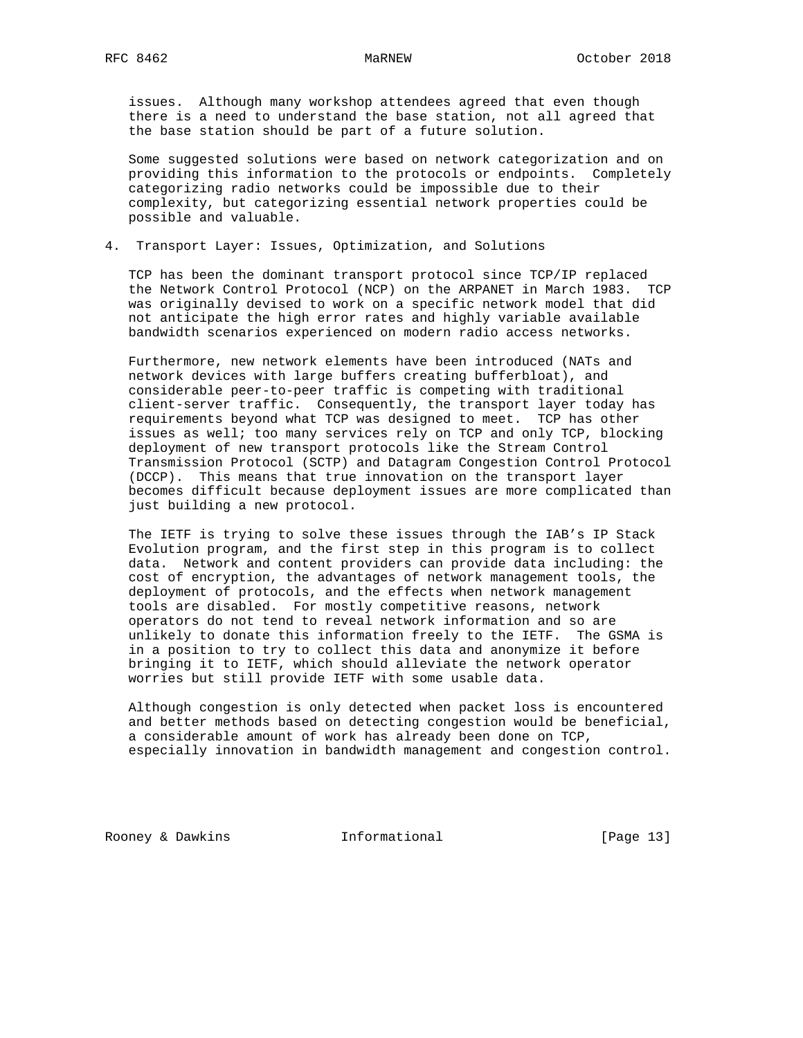issues. Although many workshop attendees agreed that even though there is a need to understand the base station, not all agreed that the base station should be part of a future solution.

Some suggested solutions were based on network categorization and on providing this information to the protocols or endpoints. Completely categorizing radio networks could be impossible due to their complexity, but categorizing essential network properties could be possible and valuable.

## 4. Transport Layer: Issues, Optimization, and Solutions

TCP has been the dominant transport protocol since TCP/IP replaced the Network Control Protocol (NCP) on the ARPANET in March 1983. TCP was originally devised to work on a specific network model that did not anticipate the high error rates and highly variable available bandwidth scenarios experienced on modern radio access networks.

Furthermore, new network elements have been introduced (NATs and network devices with large buffers creating bufferbloat), and considerable peer-to-peer traffic is competing with traditional client-server traffic. Consequently, the transport layer today has requirements beyond what TCP was designed to meet. TCP has other issues as well; too many services rely on TCP and only TCP, blocking deployment of new transport protocols like the Stream Control Transmission Protocol (SCTP) and Datagram Congestion Control Protocol (DCCP). This means that true innovation on the transport layer becomes difficult because deployment issues are more complicated than just building a new protocol.

The IETF is trying to solve these issues through the IAB's IP Stack Evolution program, and the first step in this program is to collect data. Network and content providers can provide data including: the cost of encryption, the advantages of network management tools, the deployment of protocols, and the effects when network management tools are disabled. For mostly competitive reasons, network operators do not tend to reveal network information and so are unlikely to donate this information freely to the IETF. The GSMA is in a position to try to collect this data and anonymize it before bringing it to IETF, which should alleviate the network operator worries but still provide IETF with some usable data.

Although congestion is only detected when packet loss is encountered and better methods based on detecting congestion would be beneficial, a considerable amount of work has already been done on TCP, especially innovation in bandwidth management and congestion control.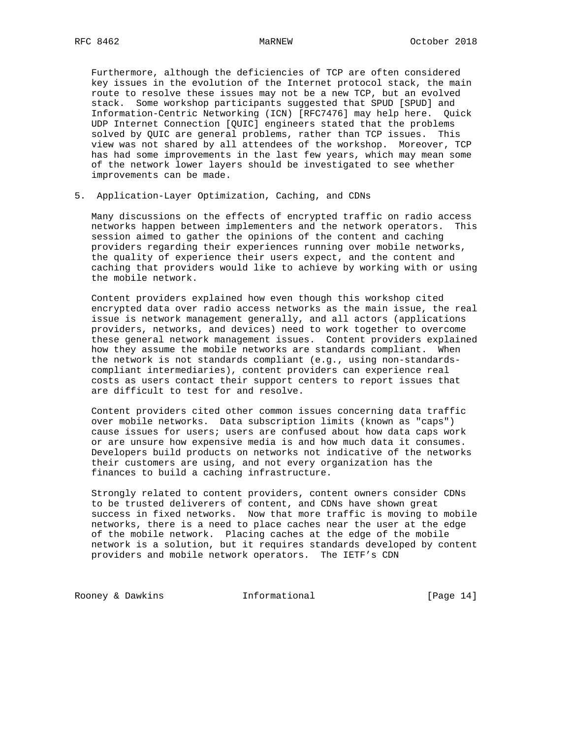Furthermore, although the deficiencies of TCP are often considered key issues in the evolution of the Internet protocol stack, the main route to resolve these issues may not be a new TCP, but an evolved stack. Some workshop participants suggested that SPUD [SPUD] and Information-Centric Networking (ICN) [RFC7476] may help here. Quick UDP Internet Connection [QUIC] engineers stated that the problems solved by QUIC are general problems, rather than TCP issues. This view was not shared by all attendees of the workshop. Moreover, TCP has had some improvements in the last few years, which may mean some of the network lower layers should be investigated to see whether improvements can be made.

## 5. Application-Layer Optimization, Caching, and CDNs

Many discussions on the effects of encrypted traffic on radio access networks happen between implementers and the network operators. This session aimed to gather the opinions of the content and caching providers regarding their experiences running over mobile networks, the quality of experience their users expect, and the content and caching that providers would like to achieve by working with or using the mobile network.

Content providers explained how even though this workshop cited encrypted data over radio access networks as the main issue, the real issue is network management generally, and all actors (applications providers, networks, and devices) need to work together to overcome these general network management issues. Content providers explained how they assume the mobile networks are standards compliant. When the network is not standards compliant (e.g., using non-standards-compliant intermediaries), content providers can experience real costs as users contact their support centers to report issues that are difficult to test for and resolve.

Content providers cited other common issues concerning data traffic over mobile networks. Data subscription limits (known as "caps") cause issues for users; users are confused about how data caps work or are unsure how expensive media is and how much data it consumes. Developers build products on networks not indicative of the networks their customers are using, and not every organization has the finances to build a caching infrastructure.

Strongly related to content providers, content owners consider CDNs to be trusted deliverers of content, and CDNs have shown great success in fixed networks. Now that more traffic is moving to mobile networks, there is a need to place caches near the user at the edge of the mobile network. Placing caches at the edge of the mobile network is a solution, but it requires standards developed by content providers and mobile network operators. The IETF's CDN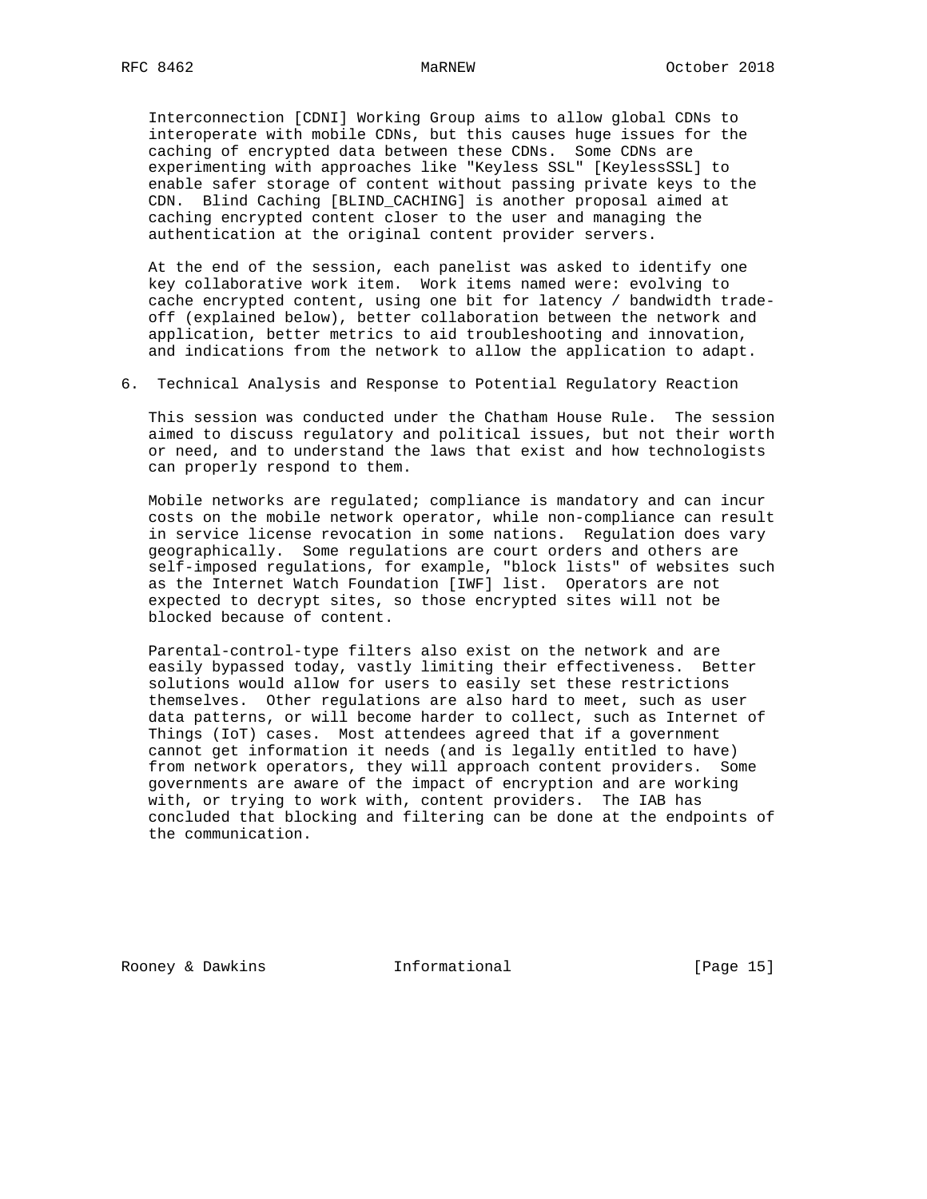Interconnection [CDNI] Working Group aims to allow global CDNs to interoperate with mobile CDNs, but this causes huge issues for the caching of encrypted data between these CDNs. Some CDNs are experimenting with approaches like "Keyless SSL" [KeylessSSL] to enable safer storage of content without passing private keys to the CDN. Blind Caching [BLIND_CACHING] is another proposal aimed at caching encrypted content closer to the user and managing the authentication at the original content provider servers.

At the end of the session, each panelist was asked to identify one key collaborative work item. Work items named were: evolving to cache encrypted content, using one bit for latency / bandwidth trade-off (explained below), better collaboration between the network and application, better metrics to aid troubleshooting and innovation, and indications from the network to allow the application to adapt.

## 6. Technical Analysis and Response to Potential Regulatory Reaction

This session was conducted under the Chatham House Rule. The session aimed to discuss regulatory and political issues, but not their worth or need, and to understand the laws that exist and how technologists can properly respond to them.

Mobile networks are regulated; compliance is mandatory and can incur costs on the mobile network operator, while non-compliance can result in service license revocation in some nations. Regulation does vary geographically. Some regulations are court orders and others are self-imposed regulations, for example, "block lists" of websites such as the Internet Watch Foundation [IWF] list. Operators are not expected to decrypt sites, so those encrypted sites will not be blocked because of content.

Parental-control-type filters also exist on the network and are easily bypassed today, vastly limiting their effectiveness. Better solutions would allow for users to easily set these restrictions themselves. Other regulations are also hard to meet, such as user data patterns, or will become harder to collect, such as Internet of Things (IoT) cases. Most attendees agreed that if a government cannot get information it needs (and is legally entitled to have) from network operators, they will approach content providers. Some governments are aware of the impact of encryption and are working with, or trying to work with, content providers. The IAB has concluded that blocking and filtering can be done at the endpoints of the communication.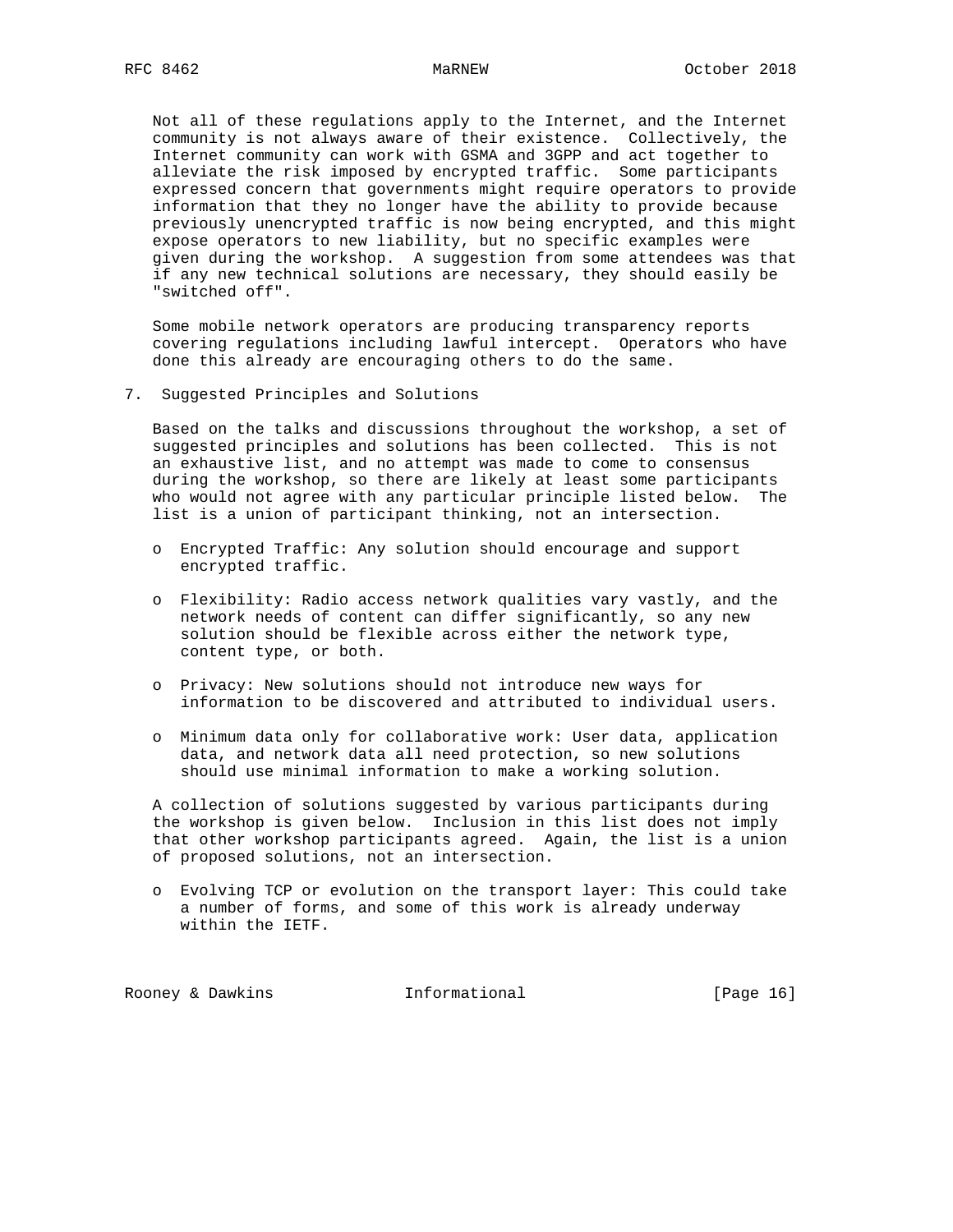Not all of these regulations apply to the Internet, and the Internet community is not always aware of their existence. Collectively, the Internet community can work with GSMA and 3GPP and act together to alleviate the risk imposed by encrypted traffic. Some participants expressed concern that governments might require operators to provide information that they no longer have the ability to provide because previously unencrypted traffic is now being encrypted, and this might expose operators to new liability, but no specific examples were given during the workshop. A suggestion from some attendees was that if any new technical solutions are necessary, they should easily be "switched off".

Some mobile network operators are producing transparency reports covering regulations including lawful intercept. Operators who have done this already are encouraging others to do the same.

## 7. Suggested Principles and Solutions

Based on the talks and discussions throughout the workshop, a set of suggested principles and solutions has been collected. This is not an exhaustive list, and no attempt was made to come to consensus during the workshop, so there are likely at least some participants who would not agree with any particular principle listed below. The list is a union of participant thinking, not an intersection.

- Encrypted Traffic: Any solution should encourage and support encrypted traffic.
- Flexibility: Radio access network qualities vary vastly, and the network needs of content can differ significantly, so any new solution should be flexible across either the network type, content type, or both.
- Privacy: New solutions should not introduce new ways for information to be discovered and attributed to individual users.
- Minimum data only for collaborative work: User data, application data, and network data all need protection, so new solutions should use minimal information to make a working solution.

A collection of solutions suggested by various participants during the workshop is given below. Inclusion in this list does not imply that other workshop participants agreed. Again, the list is a union of proposed solutions, not an intersection.

- Evolving TCP or evolution on the transport layer: This could take a number of forms, and some of this work is already underway within the IETF.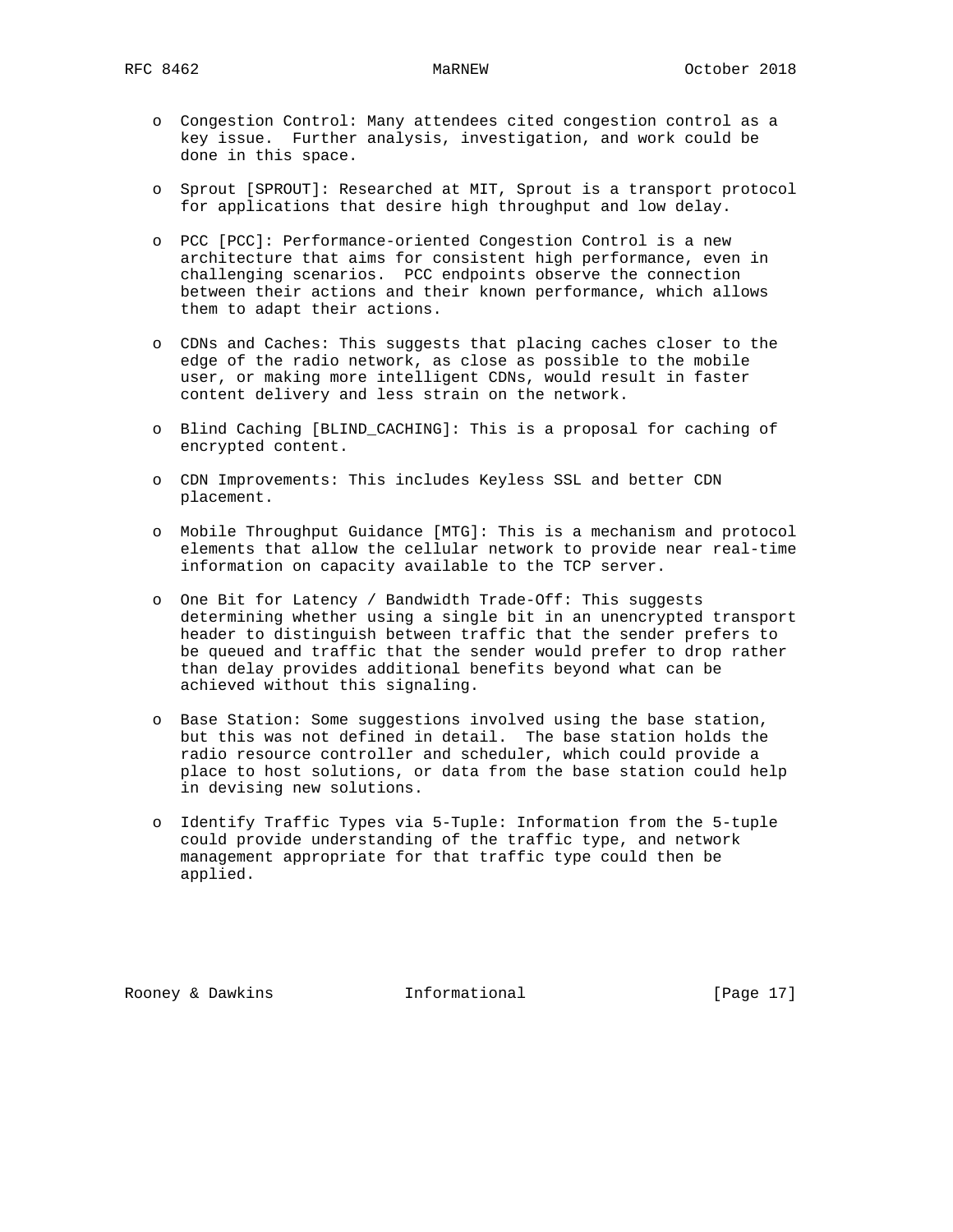- Congestion Control: Many attendees cited congestion control as a key issue. Further analysis, investigation, and work could be done in this space.

- Sprout [SPROUT]: Researched at MIT, Sprout is a transport protocol for applications that desire high throughput and low delay.

- PCC [PCC]: Performance-oriented Congestion Control is a new architecture that aims for consistent high performance, even in challenging scenarios. PCC endpoints observe the connection between their actions and their known performance, which allows them to adapt their actions.

- CDNs and Caches: This suggests that placing caches closer to the edge of the radio network, as close as possible to the mobile user, or making more intelligent CDNs, would result in faster content delivery and less strain on the network.

- Blind Caching [BLIND_CACHING]: This is a proposal for caching of encrypted content.

- CDN Improvements: This includes Keyless SSL and better CDN placement.

- Mobile Throughput Guidance [MTG]: This is a mechanism and protocol elements that allow the cellular network to provide near real-time information on capacity available to the TCP server.

- One Bit for Latency / Bandwidth Trade-Off: This suggests determining whether using a single bit in an unencrypted transport header to distinguish between traffic that the sender prefers to be queued and traffic that the sender would prefer to drop rather than delay provides additional benefits beyond what can be achieved without this signaling.

- Base Station: Some suggestions involved using the base station, but this was not defined in detail. The base station holds the radio resource controller and scheduler, which could provide a place to host solutions, or data from the base station could help in devising new solutions.

- Identify Traffic Types via 5-Tuple: Information from the 5-tuple could provide understanding of the traffic type, and network management appropriate for that traffic type could then be applied.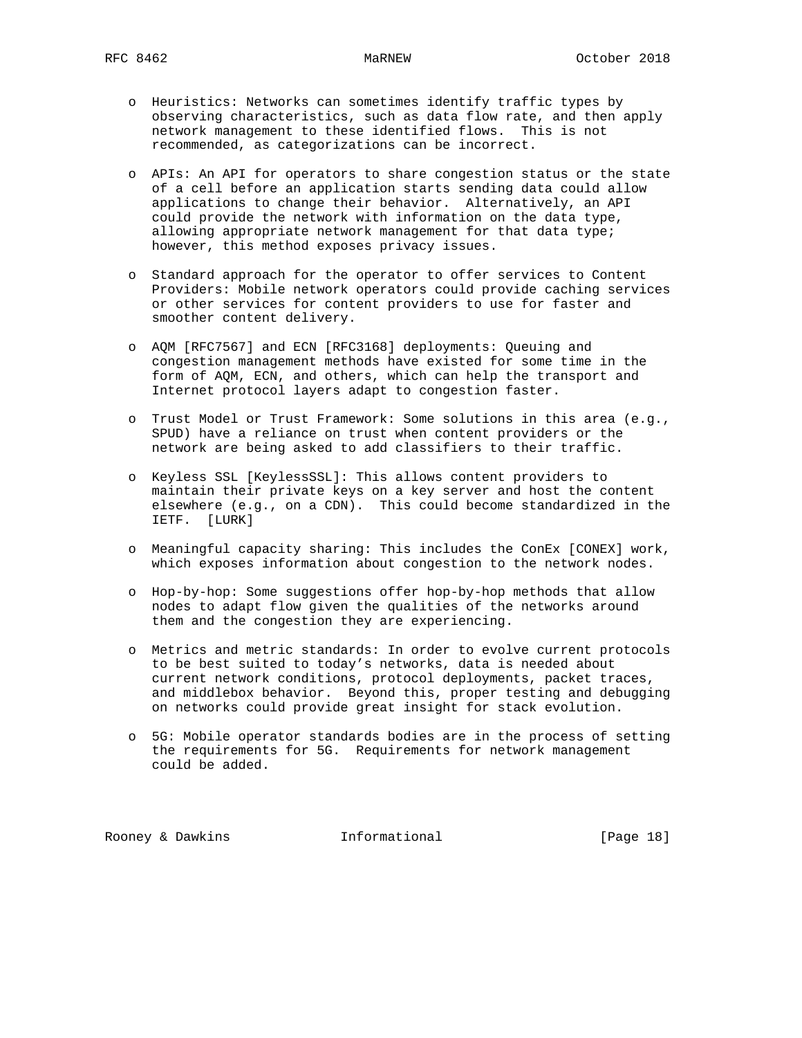- Heuristics: Networks can sometimes identify traffic types by observing characteristics, such as data flow rate, and then apply network management to these identified flows. This is not recommended, as categorizations can be incorrect.

- APIs: An API for operators to share congestion status or the state of a cell before an application starts sending data could allow applications to change their behavior. Alternatively, an API could provide the network with information on the data type, allowing appropriate network management for that data type; however, this method exposes privacy issues.

- Standard approach for the operator to offer services to Content Providers: Mobile network operators could provide caching services or other services for content providers to use for faster and smoother content delivery.

- AQM [RFC7567] and ECN [RFC3168] deployments: Queuing and congestion management methods have existed for some time in the form of AQM, ECN, and others, which can help the transport and Internet protocol layers adapt to congestion faster.

- Trust Model or Trust Framework: Some solutions in this area (e.g., SPUD) have a reliance on trust when content providers or the network are being asked to add classifiers to their traffic.

- Keyless SSL [KeylessSSL]: This allows content providers to maintain their private keys on a key server and host the content elsewhere (e.g., on a CDN). This could become standardized in the IETF. [LURK]

- Meaningful capacity sharing: This includes the ConEx [CONEX] work, which exposes information about congestion to the network nodes.

- Hop-by-hop: Some suggestions offer hop-by-hop methods that allow nodes to adapt flow given the qualities of the networks around them and the congestion they are experiencing.

- Metrics and metric standards: In order to evolve current protocols to be best suited to today's networks, data is needed about current network conditions, protocol deployments, packet traces, and middlebox behavior. Beyond this, proper testing and debugging on networks could provide great insight for stack evolution.

- 5G: Mobile operator standards bodies are in the process of setting the requirements for 5G. Requirements for network management could be added.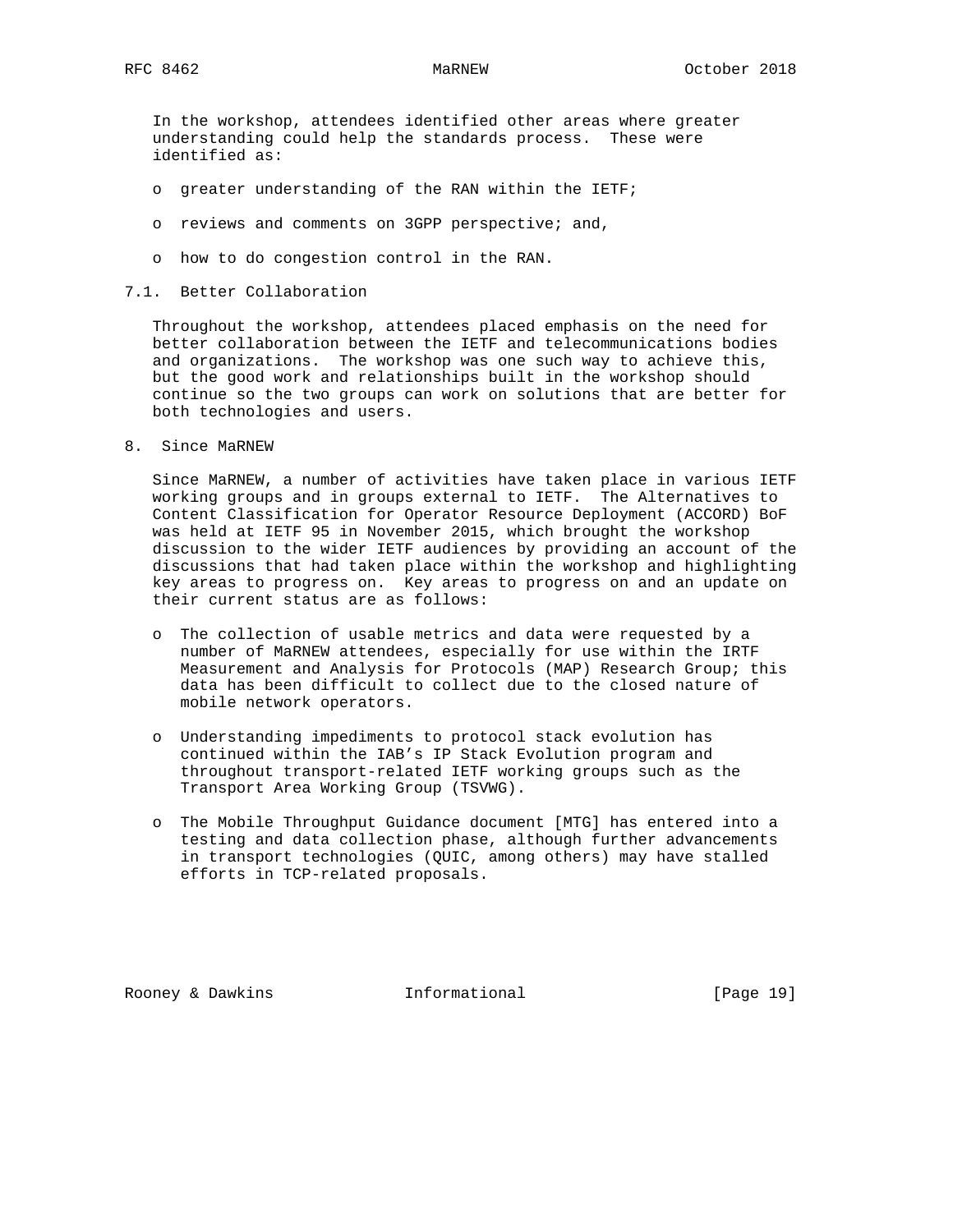In the workshop, attendees identified other areas where greater understanding could help the standards process. These were identified as:

- greater understanding of the RAN within the IETF;
- reviews and comments on 3GPP perspective; and,
- how to do congestion control in the RAN.

### 7.1. Better Collaboration

Throughout the workshop, attendees placed emphasis on the need for better collaboration between the IETF and telecommunications bodies and organizations. The workshop was one such way to achieve this, but the good work and relationships built in the workshop should continue so the two groups can work on solutions that are better for both technologies and users.

## 8. Since MaRNEW

Since MaRNEW, a number of activities have taken place in various IETF working groups and in groups external to IETF. The Alternatives to Content Classification for Operator Resource Deployment (ACCORD) BoF was held at IETF 95 in November 2015, which brought the workshop discussion to the wider IETF audiences by providing an account of the discussions that had taken place within the workshop and highlighting key areas to progress on. Key areas to progress on and an update on their current status are as follows:

- The collection of usable metrics and data were requested by a number of MaRNEW attendees, especially for use within the IRTF Measurement and Analysis for Protocols (MAP) Research Group; this data has been difficult to collect due to the closed nature of mobile network operators.
- Understanding impediments to protocol stack evolution has continued within the IAB's IP Stack Evolution program and throughout transport-related IETF working groups such as the Transport Area Working Group (TSVWG).
- The Mobile Throughput Guidance document [MTG] has entered into a testing and data collection phase, although further advancements in transport technologies (QUIC, among others) may have stalled efforts in TCP-related proposals.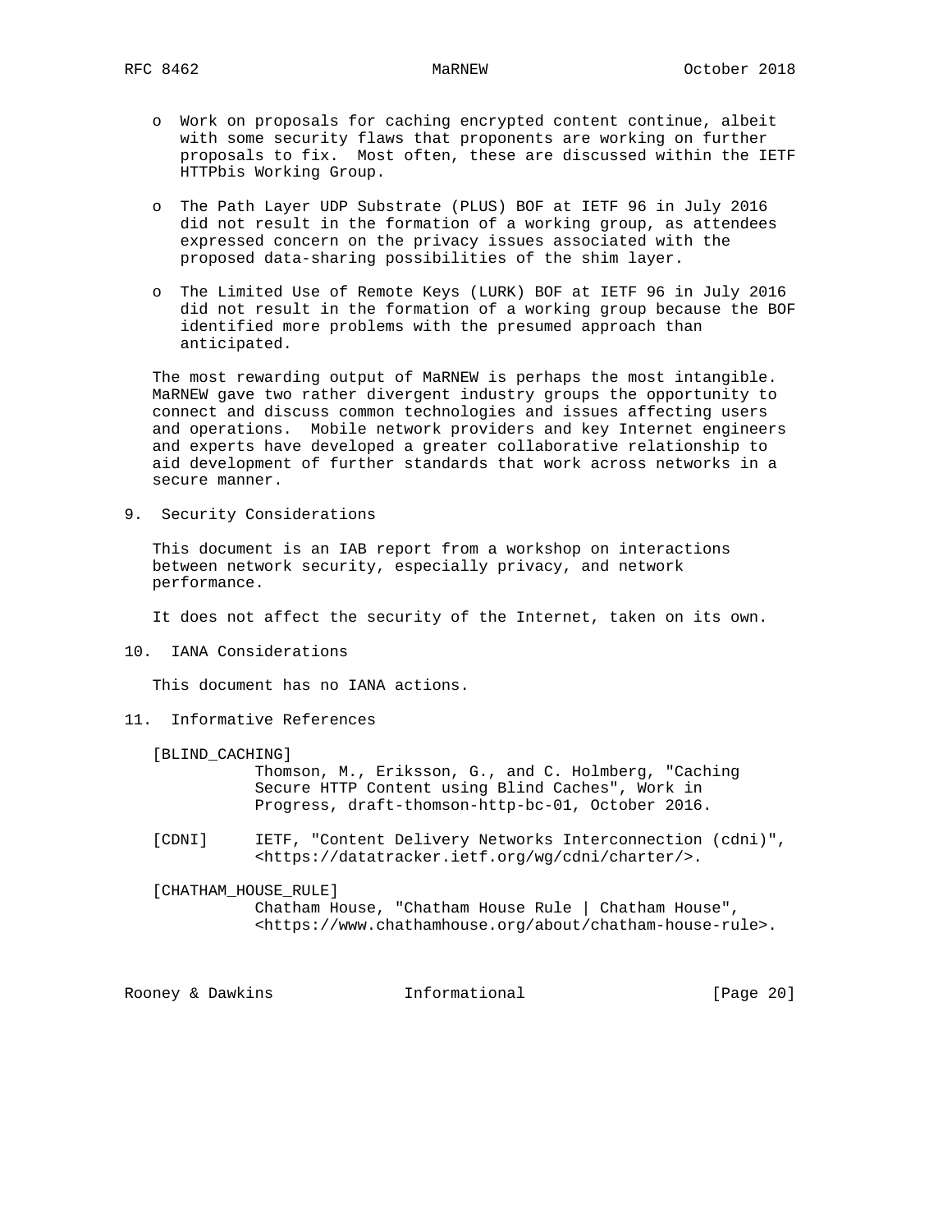- Work on proposals for caching encrypted content continue, albeit with some security flaws that proponents are working on further proposals to fix. Most often, these are discussed within the IETF HTTPbis Working Group.
- The Path Layer UDP Substrate (PLUS) BOF at IETF 96 in July 2016 did not result in the formation of a working group, as attendees expressed concern on the privacy issues associated with the proposed data-sharing possibilities of the shim layer.
- The Limited Use of Remote Keys (LURK) BOF at IETF 96 in July 2016 did not result in the formation of a working group because the BOF identified more problems with the presumed approach than anticipated.

The most rewarding output of MaRNEW is perhaps the most intangible. MaRNEW gave two rather divergent industry groups the opportunity to connect and discuss common technologies and issues affecting users and operations. Mobile network providers and key Internet engineers and experts have developed a greater collaborative relationship to aid development of further standards that work across networks in a secure manner.

## 9. Security Considerations

This document is an IAB report from a workshop on interactions between network security, especially privacy, and network performance.

It does not affect the security of the Internet, taken on its own.

## 10. IANA Considerations

This document has no IANA actions.

## 11. Informative References

[BLIND_CACHING]
Thomson, M., Eriksson, G., and C. Holmberg, "Caching Secure HTTP Content using Blind Caches", Work in Progress, draft-thomson-http-bc-01, October 2016.

[CDNI] IETF, "Content Delivery Networks Interconnection (cdni)", <https://datatracker.ietf.org/wg/cdni/charter/>.

[CHATHAM_HOUSE_RULE]
Chatham House, "Chatham House Rule | Chatham House", <https://www.chathamhouse.org/about/chatham-house-rule>.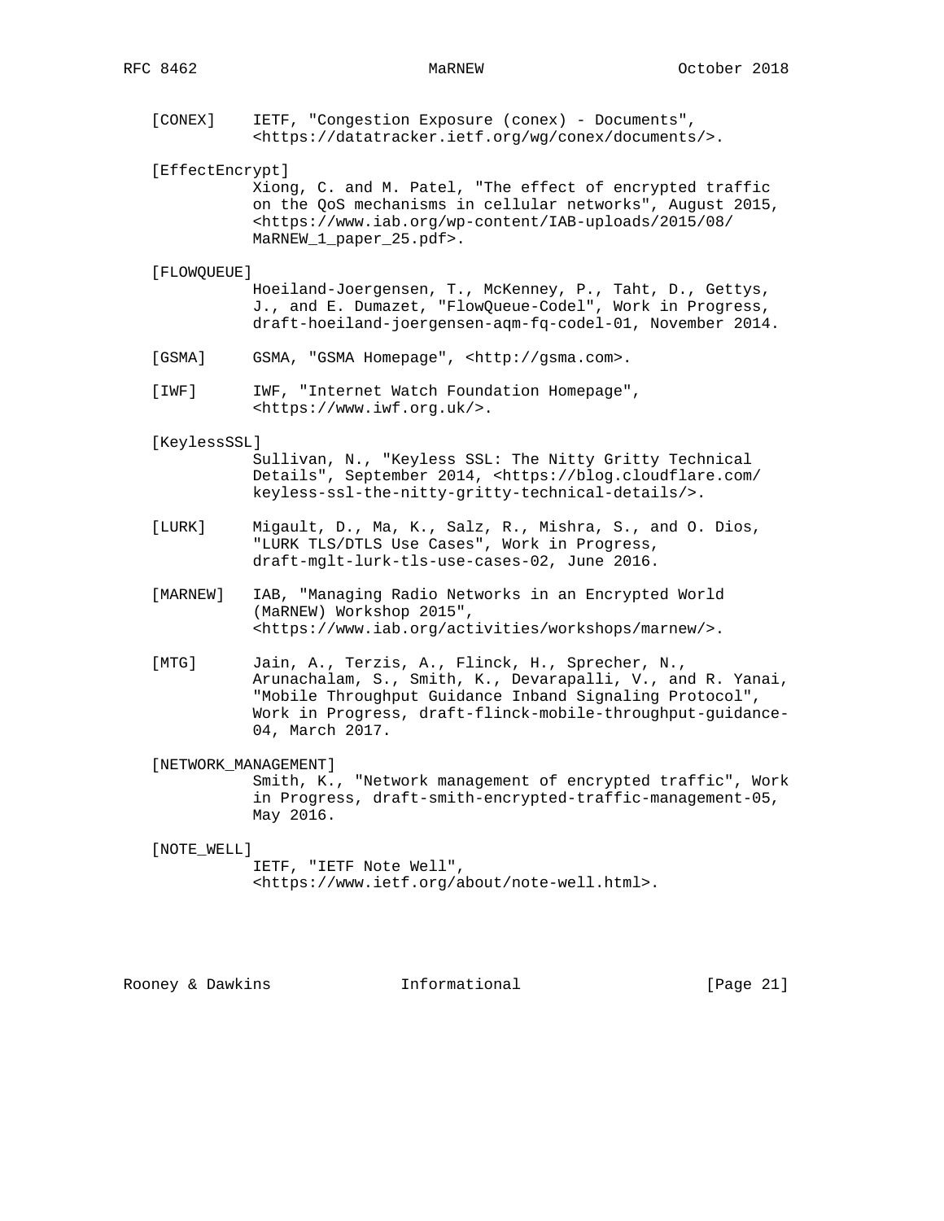[CONEX] IETF, "Congestion Exposure (conex) - Documents", <https://datatracker.ietf.org/wg/conex/documents/>.

[EffectEncrypt] Xiong, C. and M. Patel, "The effect of encrypted traffic on the QoS mechanisms in cellular networks", August 2015, <https://www.iab.org/wp-content/IAB-uploads/2015/08/MaRNEW_1_paper_25.pdf>.

[FLOWQUEUE] Hoeiland-Joergensen, T., McKenney, P., Taht, D., Gettys, J., and E. Dumazet, "FlowQueue-Codel", Work in Progress, draft-hoeiland-joergensen-aqm-fq-codel-01, November 2014.

[GSMA] GSMA, "GSMA Homepage", <http://gsma.com>.

[IWF] IWF, "Internet Watch Foundation Homepage", <https://www.iwf.org.uk/>.

[KeylessSSL] Sullivan, N., "Keyless SSL: The Nitty Gritty Technical Details", September 2014, <https://blog.cloudflare.com/keyless-ssl-the-nitty-gritty-technical-details/>.

[LURK] Migault, D., Ma, K., Salz, R., Mishra, S., and O. Dios, "LURK TLS/DTLS Use Cases", Work in Progress, draft-mglt-lurk-tls-use-cases-02, June 2016.

[MARNEW] IAB, "Managing Radio Networks in an Encrypted World (MaRNEW) Workshop 2015", <https://www.iab.org/activities/workshops/marnew/>.

[MTG] Jain, A., Terzis, A., Flinck, H., Sprecher, N., Arunachalam, S., Smith, K., Devarapalli, V., and R. Yanai, "Mobile Throughput Guidance Inband Signaling Protocol", Work in Progress, draft-flinck-mobile-throughput-guidance-04, March 2017.

[NETWORK_MANAGEMENT] Smith, K., "Network management of encrypted traffic", Work in Progress, draft-smith-encrypted-traffic-management-05, May 2016.

[NOTE_WELL] IETF, "IETF Note Well", <https://www.ietf.org/about/note-well.html>.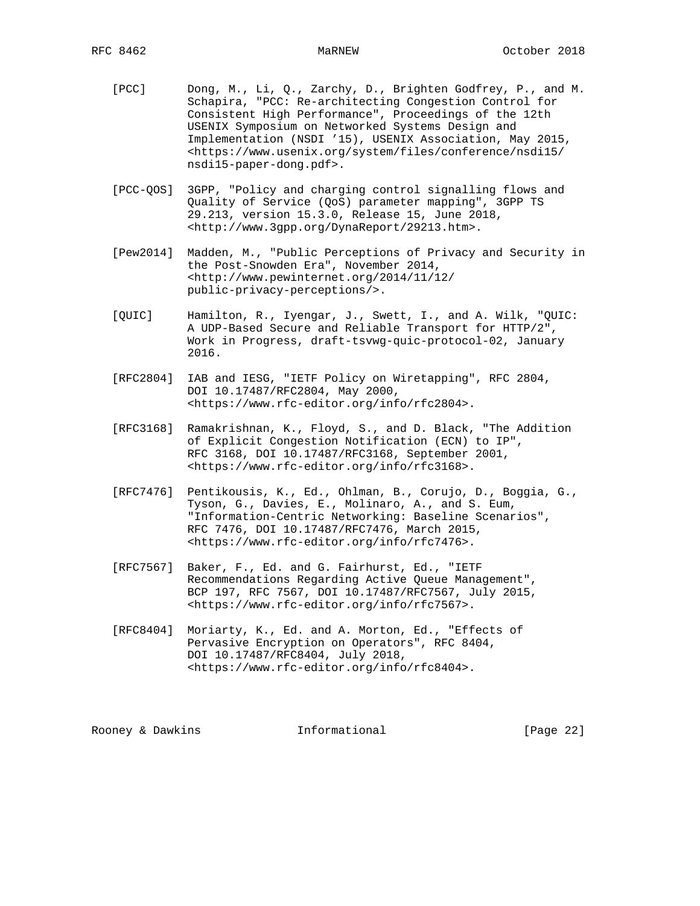[PCC] Dong, M., Li, Q., Zarchy, D., Brighten Godfrey, P., and M. Schapira, "PCC: Re-architecting Congestion Control for Consistent High Performance", Proceedings of the 12th USENIX Symposium on Networked Systems Design and Implementation (NSDI '15), USENIX Association, May 2015, <https://www.usenix.org/system/files/conference/nsdi15/nsdi15-paper-dong.pdf>.

[PCC-QOS] 3GPP, "Policy and charging control signalling flows and Quality of Service (QoS) parameter mapping", 3GPP TS 29.213, version 15.3.0, Release 15, June 2018, <http://www.3gpp.org/DynaReport/29213.htm>.

[Pew2014] Madden, M., "Public Perceptions of Privacy and Security in the Post-Snowden Era", November 2014, <http://www.pewinternet.org/2014/11/12/public-privacy-perceptions/>.

[QUIC] Hamilton, R., Iyengar, J., Swett, I., and A. Wilk, "QUIC: A UDP-Based Secure and Reliable Transport for HTTP/2", Work in Progress, draft-tsvwg-quic-protocol-02, January 2016.

[RFC2804] IAB and IESG, "IETF Policy on Wiretapping", RFC 2804, DOI 10.17487/RFC2804, May 2000, <https://www.rfc-editor.org/info/rfc2804>.

[RFC3168] Ramakrishnan, K., Floyd, S., and D. Black, "The Addition of Explicit Congestion Notification (ECN) to IP", RFC 3168, DOI 10.17487/RFC3168, September 2001, <https://www.rfc-editor.org/info/rfc3168>.

[RFC7476] Pentikousis, K., Ed., Ohlman, B., Corujo, D., Boggia, G., Tyson, G., Davies, E., Molinaro, A., and S. Eum, "Information-Centric Networking: Baseline Scenarios", RFC 7476, DOI 10.17487/RFC7476, March 2015, <https://www.rfc-editor.org/info/rfc7476>.

[RFC7567] Baker, F., Ed. and G. Fairhurst, Ed., "IETF Recommendations Regarding Active Queue Management", BCP 197, RFC 7567, DOI 10.17487/RFC7567, July 2015, <https://www.rfc-editor.org/info/rfc7567>.

[RFC8404] Moriarty, K., Ed. and A. Morton, Ed., "Effects of Pervasive Encryption on Operators", RFC 8404, DOI 10.17487/RFC8404, July 2018, <https://www.rfc-editor.org/info/rfc8404>.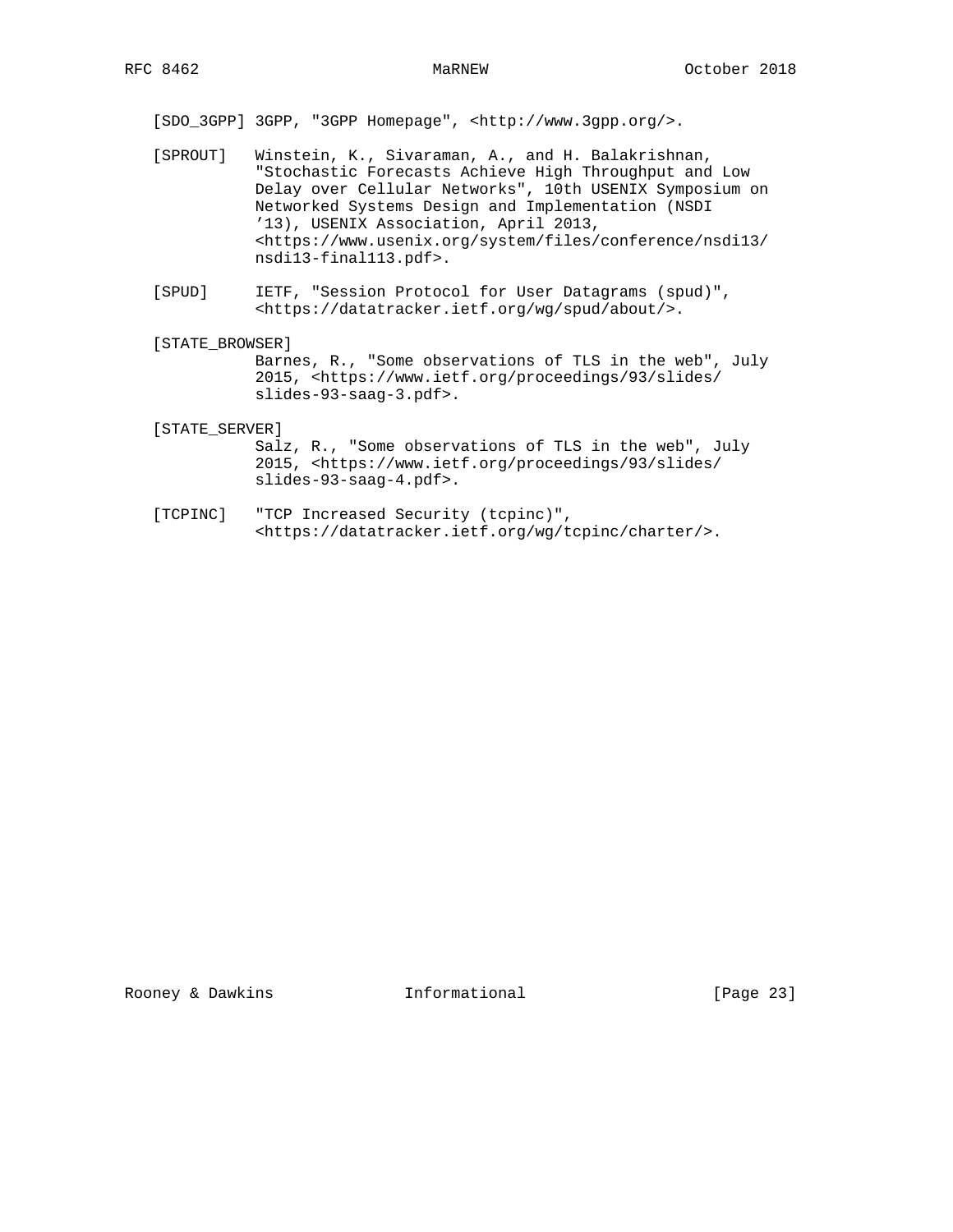[SDO_3GPP] 3GPP, "3GPP Homepage", <http://www.3gpp.org/>.

[SPROUT] Winstein, K., Sivaraman, A., and H. Balakrishnan, "Stochastic Forecasts Achieve High Throughput and Low Delay over Cellular Networks", 10th USENIX Symposium on Networked Systems Design and Implementation (NSDI '13), USENIX Association, April 2013, <https://www.usenix.org/system/files/conference/nsdi13/nsdi13-final113.pdf>.

[SPUD] IETF, "Session Protocol for User Datagrams (spud)", <https://datatracker.ietf.org/wg/spud/about/>.

[STATE_BROWSER] Barnes, R., "Some observations of TLS in the web", July 2015, <https://www.ietf.org/proceedings/93/slides/slides-93-saag-3.pdf>.

[STATE_SERVER] Salz, R., "Some observations of TLS in the web", July 2015, <https://www.ietf.org/proceedings/93/slides/slides-93-saag-4.pdf>.

[TCPINC] "TCP Increased Security (tcpinc)", <https://datatracker.ietf.org/wg/tcpinc/charter/>.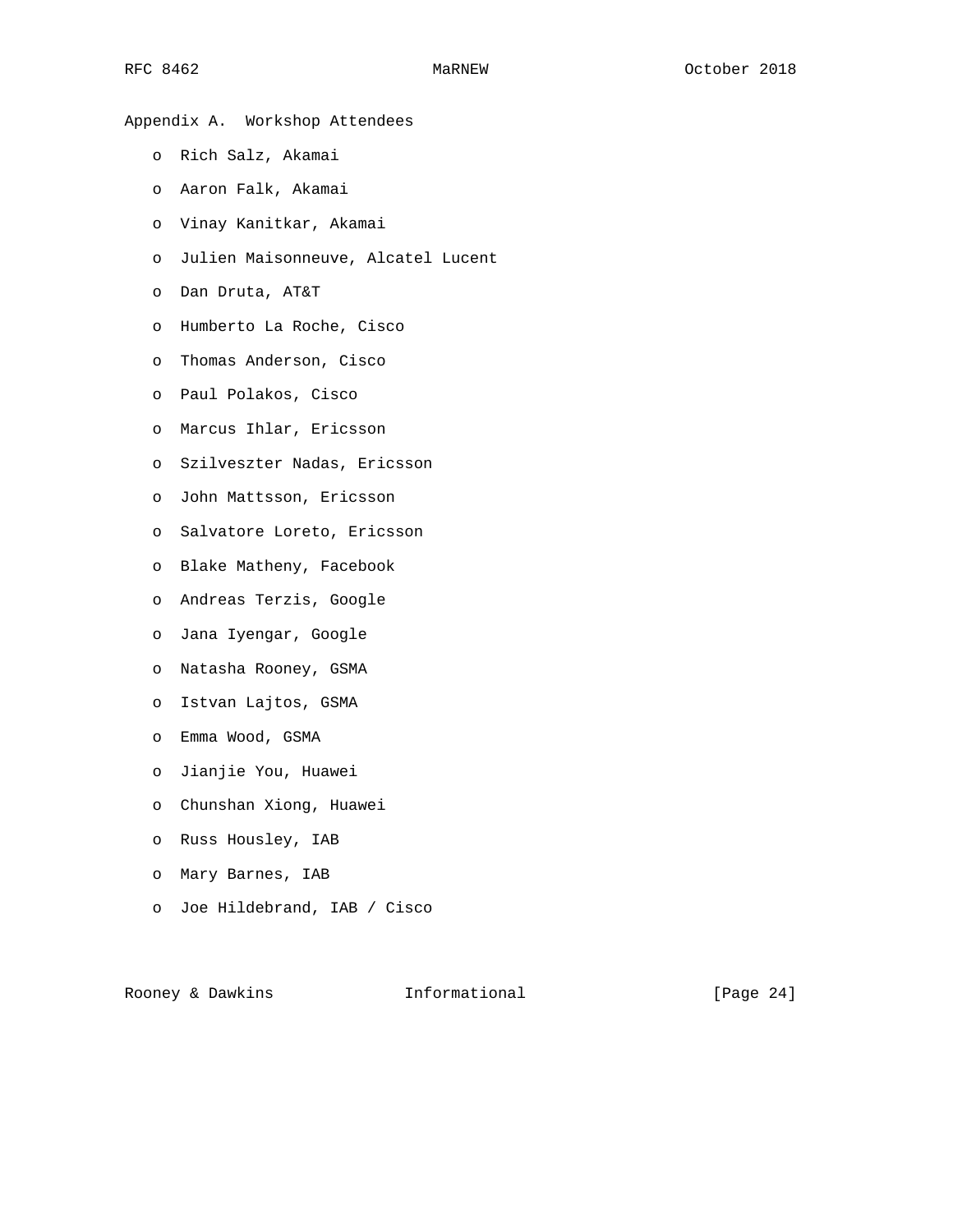## Appendix A. Workshop Attendees

- Rich Salz, Akamai
- Aaron Falk, Akamai
- Vinay Kanitkar, Akamai
- Julien Maisonneuve, Alcatel Lucent
- Dan Druta, AT&T
- Humberto La Roche, Cisco
- Thomas Anderson, Cisco
- Paul Polakos, Cisco
- Marcus Ihlar, Ericsson
- Szilveszter Nadas, Ericsson
- John Mattsson, Ericsson
- Salvatore Loreto, Ericsson
- Blake Matheny, Facebook
- Andreas Terzis, Google
- Jana Iyengar, Google
- Natasha Rooney, GSMA
- Istvan Lajtos, GSMA
- Emma Wood, GSMA
- Jianjie You, Huawei
- Chunshan Xiong, Huawei
- Russ Housley, IAB
- Mary Barnes, IAB
- Joe Hildebrand, IAB / Cisco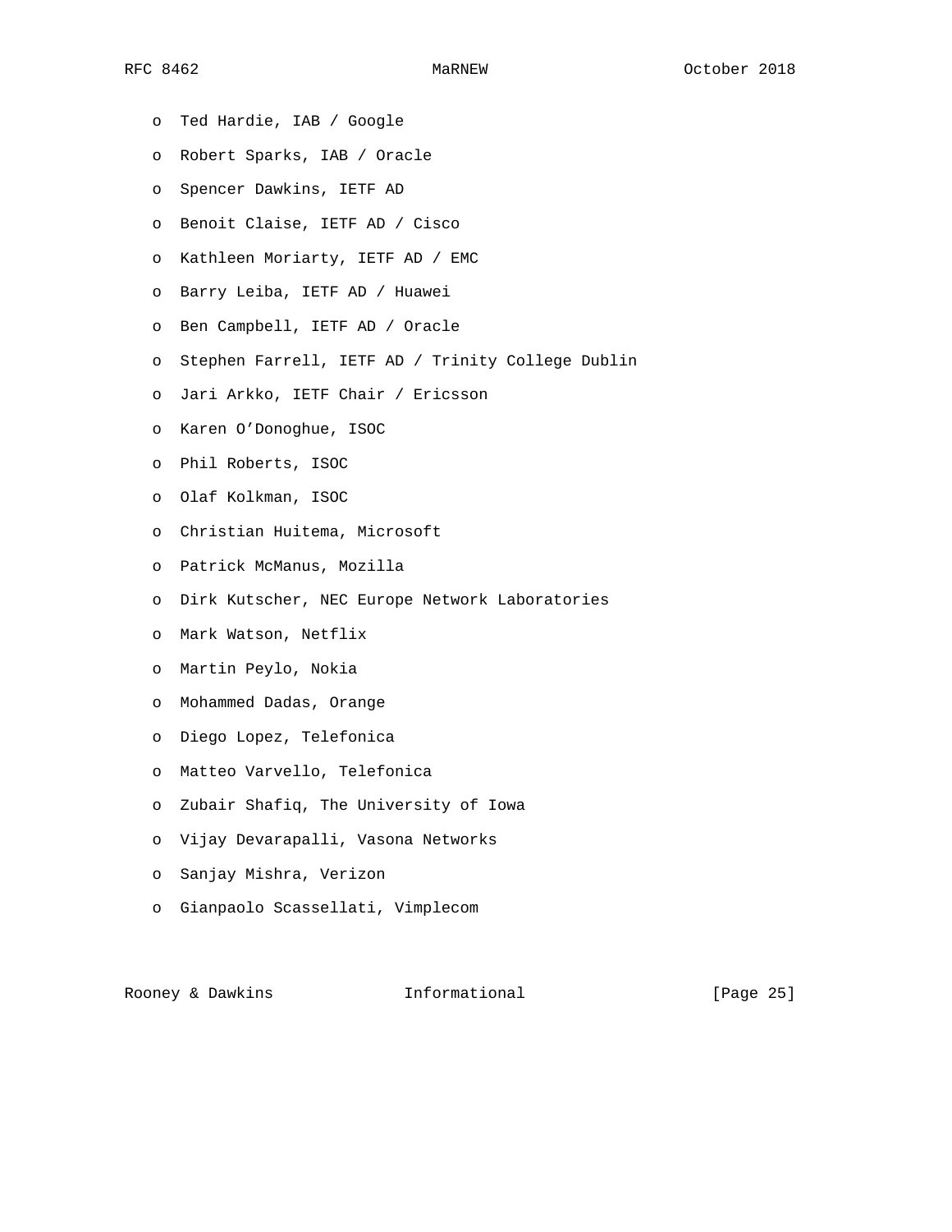- Ted Hardie, IAB / Google
- Robert Sparks, IAB / Oracle
- Spencer Dawkins, IETF AD
- Benoit Claise, IETF AD / Cisco
- Kathleen Moriarty, IETF AD / EMC
- Barry Leiba, IETF AD / Huawei
- Ben Campbell, IETF AD / Oracle
- Stephen Farrell, IETF AD / Trinity College Dublin
- Jari Arkko, IETF Chair / Ericsson
- Karen O'Donoghue, ISOC
- Phil Roberts, ISOC
- Olaf Kolkman, ISOC
- Christian Huitema, Microsoft
- Patrick McManus, Mozilla
- Dirk Kutscher, NEC Europe Network Laboratories
- Mark Watson, Netflix
- Martin Peylo, Nokia
- Mohammed Dadas, Orange
- Diego Lopez, Telefonica
- Matteo Varvello, Telefonica
- Zubair Shafiq, The University of Iowa
- Vijay Devarapalli, Vasona Networks
- Sanjay Mishra, Verizon
- Gianpaolo Scassellati, Vimplecom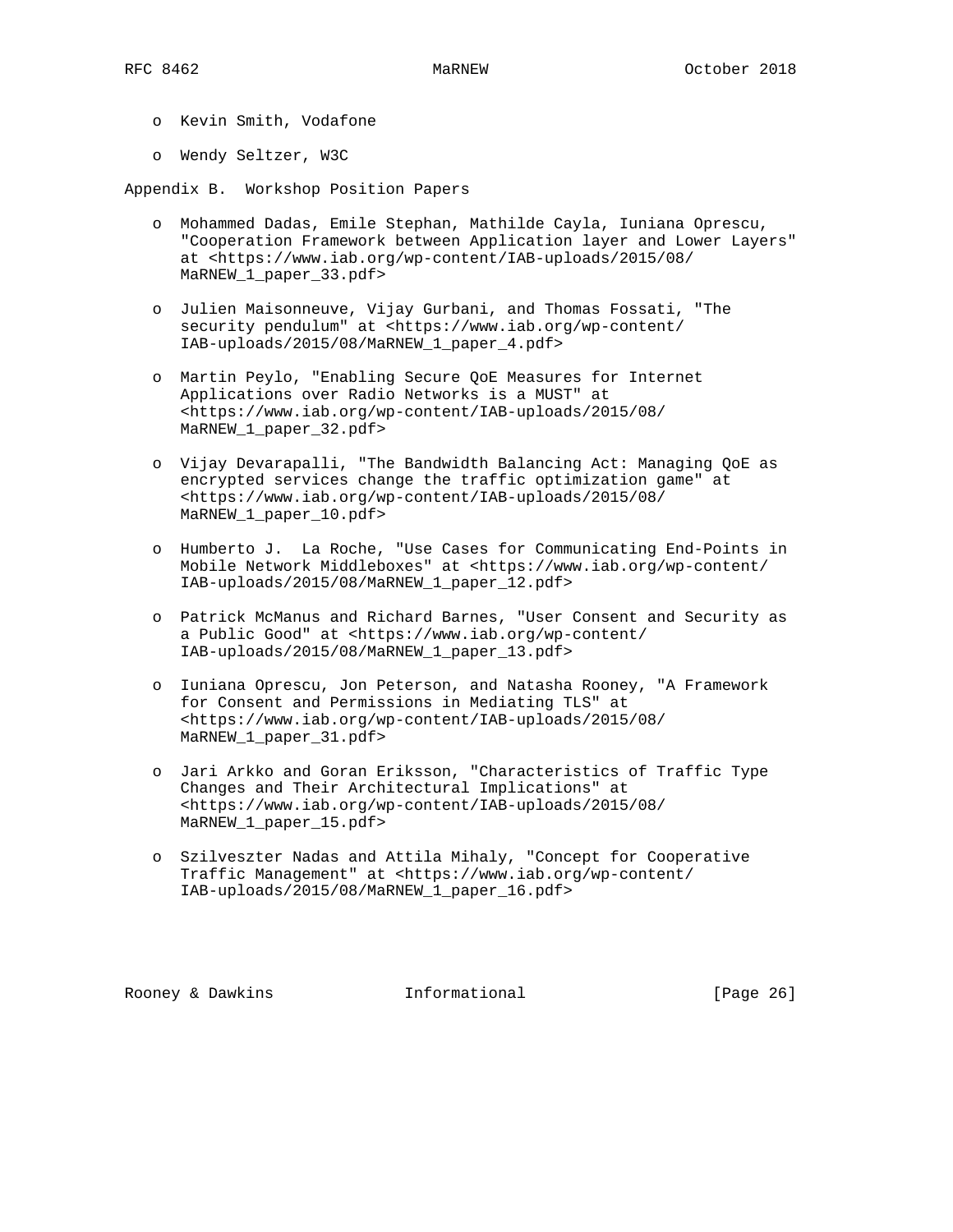- Kevin Smith, Vodafone

- Wendy Seltzer, W3C

## Appendix B. Workshop Position Papers

- Mohammed Dadas, Emile Stephan, Mathilde Cayla, Iuniana Oprescu, "Cooperation Framework between Application layer and Lower Layers" at <https://www.iab.org/wp-content/IAB-uploads/2015/08/MaRNEW_1_paper_33.pdf>

- Julien Maisonneuve, Vijay Gurbani, and Thomas Fossati, "The security pendulum" at <https://www.iab.org/wp-content/IAB-uploads/2015/08/MaRNEW_1_paper_4.pdf>

- Martin Peylo, "Enabling Secure QoE Measures for Internet Applications over Radio Networks is a MUST" at <https://www.iab.org/wp-content/IAB-uploads/2015/08/MaRNEW_1_paper_32.pdf>

- Vijay Devarapalli, "The Bandwidth Balancing Act: Managing QoE as encrypted services change the traffic optimization game" at <https://www.iab.org/wp-content/IAB-uploads/2015/08/MaRNEW_1_paper_10.pdf>

- Humberto J. La Roche, "Use Cases for Communicating End-Points in Mobile Network Middleboxes" at <https://www.iab.org/wp-content/IAB-uploads/2015/08/MaRNEW_1_paper_12.pdf>

- Patrick McManus and Richard Barnes, "User Consent and Security as a Public Good" at <https://www.iab.org/wp-content/IAB-uploads/2015/08/MaRNEW_1_paper_13.pdf>

- Iuniana Oprescu, Jon Peterson, and Natasha Rooney, "A Framework for Consent and Permissions in Mediating TLS" at <https://www.iab.org/wp-content/IAB-uploads/2015/08/MaRNEW_1_paper_31.pdf>

- Jari Arkko and Goran Eriksson, "Characteristics of Traffic Type Changes and Their Architectural Implications" at <https://www.iab.org/wp-content/IAB-uploads/2015/08/MaRNEW_1_paper_15.pdf>

- Szilveszter Nadas and Attila Mihaly, "Concept for Cooperative Traffic Management" at <https://www.iab.org/wp-content/IAB-uploads/2015/08/MaRNEW_1_paper_16.pdf>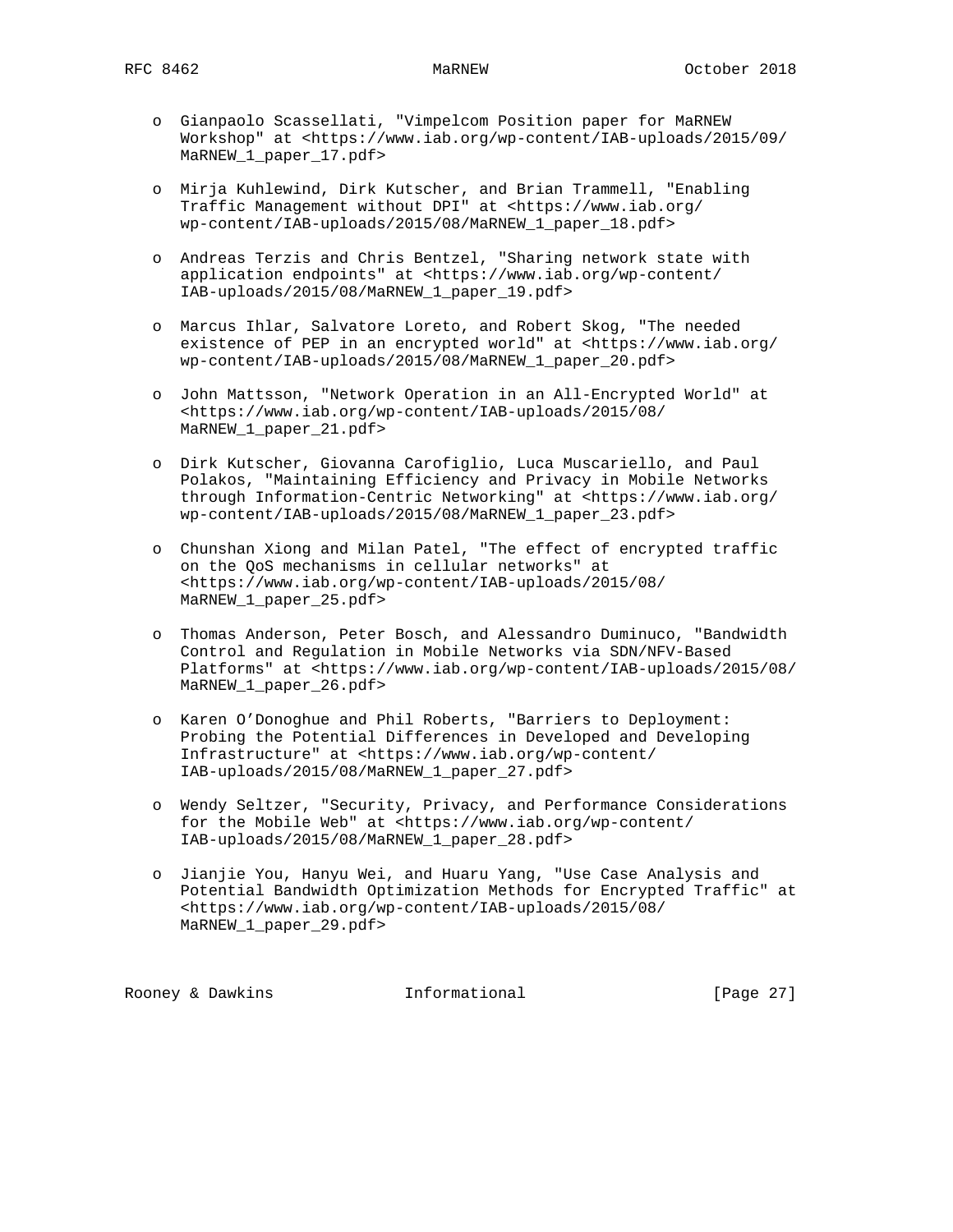- Gianpaolo Scassellati, "Vimpelcom Position paper for MaRNEW Workshop" at <https://www.iab.org/wp-content/IAB-uploads/2015/09/MaRNEW_1_paper_17.pdf>

- Mirja Kuhlewind, Dirk Kutscher, and Brian Trammell, "Enabling Traffic Management without DPI" at <https://www.iab.org/wp-content/IAB-uploads/2015/08/MaRNEW_1_paper_18.pdf>

- Andreas Terzis and Chris Bentzel, "Sharing network state with application endpoints" at <https://www.iab.org/wp-content/IAB-uploads/2015/08/MaRNEW_1_paper_19.pdf>

- Marcus Ihlar, Salvatore Loreto, and Robert Skog, "The needed existence of PEP in an encrypted world" at <https://www.iab.org/wp-content/IAB-uploads/2015/08/MaRNEW_1_paper_20.pdf>

- John Mattsson, "Network Operation in an All-Encrypted World" at <https://www.iab.org/wp-content/IAB-uploads/2015/08/MaRNEW_1_paper_21.pdf>

- Dirk Kutscher, Giovanna Carofiglio, Luca Muscariello, and Paul Polakos, "Maintaining Efficiency and Privacy in Mobile Networks through Information-Centric Networking" at <https://www.iab.org/wp-content/IAB-uploads/2015/08/MaRNEW_1_paper_23.pdf>

- Chunshan Xiong and Milan Patel, "The effect of encrypted traffic on the QoS mechanisms in cellular networks" at <https://www.iab.org/wp-content/IAB-uploads/2015/08/MaRNEW_1_paper_25.pdf>

- Thomas Anderson, Peter Bosch, and Alessandro Duminuco, "Bandwidth Control and Regulation in Mobile Networks via SDN/NFV-Based Platforms" at <https://www.iab.org/wp-content/IAB-uploads/2015/08/MaRNEW_1_paper_26.pdf>

- Karen O'Donoghue and Phil Roberts, "Barriers to Deployment: Probing the Potential Differences in Developed and Developing Infrastructure" at <https://www.iab.org/wp-content/IAB-uploads/2015/08/MaRNEW_1_paper_27.pdf>

- Wendy Seltzer, "Security, Privacy, and Performance Considerations for the Mobile Web" at <https://www.iab.org/wp-content/IAB-uploads/2015/08/MaRNEW_1_paper_28.pdf>

- Jianjie You, Hanyu Wei, and Huaru Yang, "Use Case Analysis and Potential Bandwidth Optimization Methods for Encrypted Traffic" at <https://www.iab.org/wp-content/IAB-uploads/2015/08/MaRNEW_1_paper_29.pdf>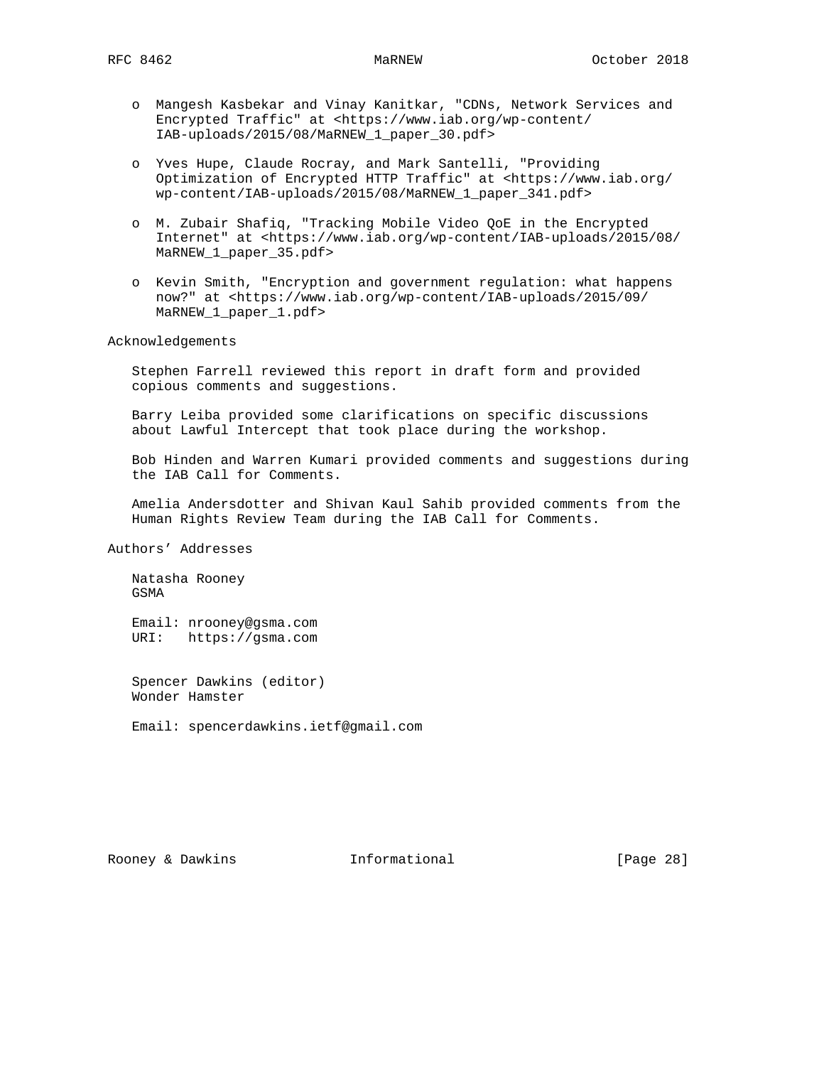- Mangesh Kasbekar and Vinay Kanitkar, "CDNs, Network Services and Encrypted Traffic" at <https://www.iab.org/wp-content/IAB-uploads/2015/08/MaRNEW_1_paper_30.pdf>

- Yves Hupe, Claude Rocray, and Mark Santelli, "Providing Optimization of Encrypted HTTP Traffic" at <https://www.iab.org/wp-content/IAB-uploads/2015/08/MaRNEW_1_paper_341.pdf>

- M. Zubair Shafiq, "Tracking Mobile Video QoE in the Encrypted Internet" at <https://www.iab.org/wp-content/IAB-uploads/2015/08/MaRNEW_1_paper_35.pdf>

- Kevin Smith, "Encryption and government regulation: what happens now?" at <https://www.iab.org/wp-content/IAB-uploads/2015/09/MaRNEW_1_paper_1.pdf>

## Acknowledgements

Stephen Farrell reviewed this report in draft form and provided copious comments and suggestions.

Barry Leiba provided some clarifications on specific discussions about Lawful Intercept that took place during the workshop.

Bob Hinden and Warren Kumari provided comments and suggestions during the IAB Call for Comments.

Amelia Andersdotter and Shivan Kaul Sahib provided comments from the Human Rights Review Team during the IAB Call for Comments.

## Authors' Addresses

Natasha Rooney
GSMA

Email: nrooney@gsma.com
URI: https://gsma.com

Spencer Dawkins (editor)
Wonder Hamster

Email: spencerdawkins.ietf@gmail.com